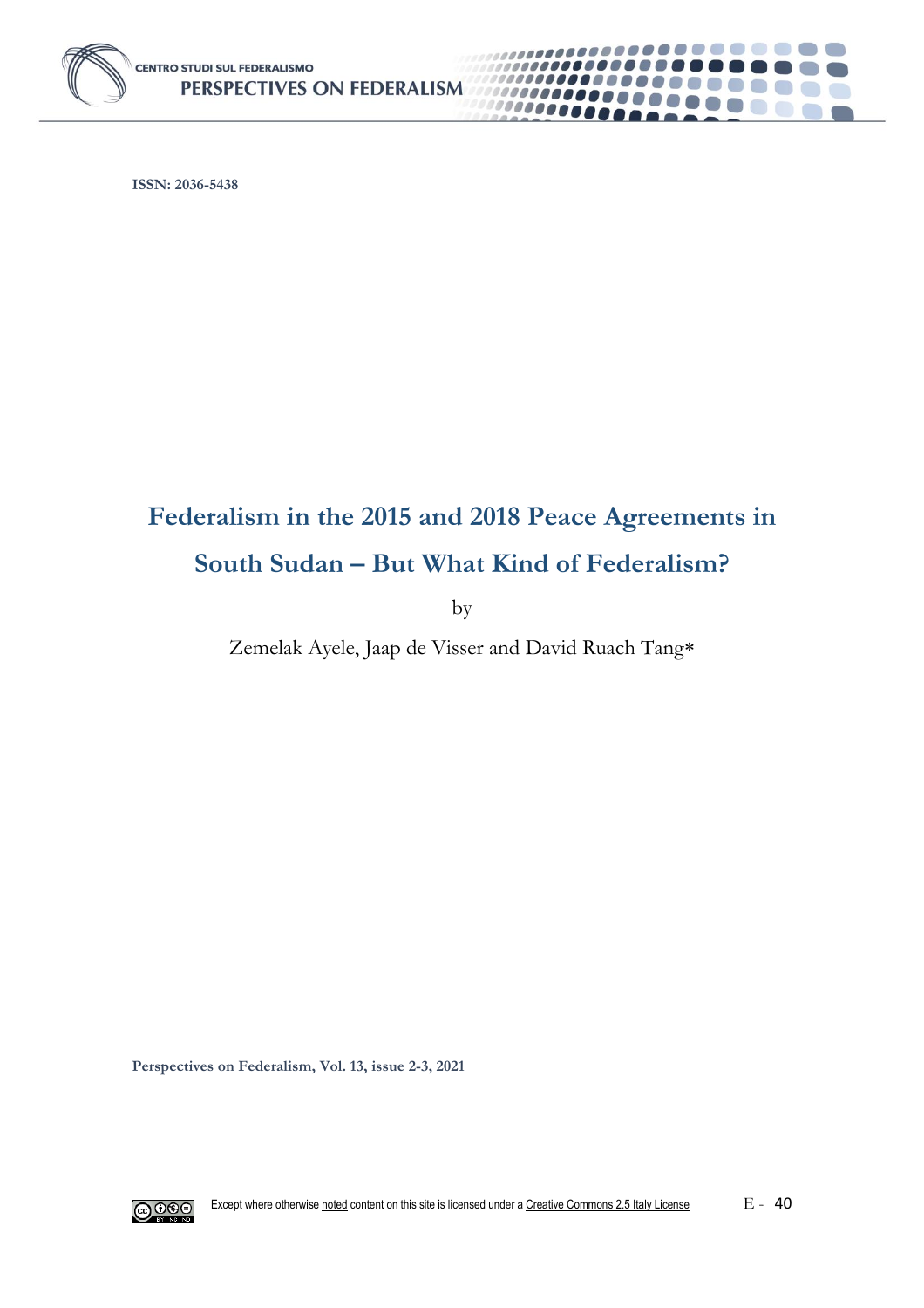ISSN: 2036-5438

# Federalism in the 2015 and 2018 Peace Agreements in South Sudan – But What Kind of Federalism?

by

Zemelak Ayele, Jaap de Visser and David Ruach Tang*

Perspectives on Federalism, Vol. 13, issue 2-3, 2021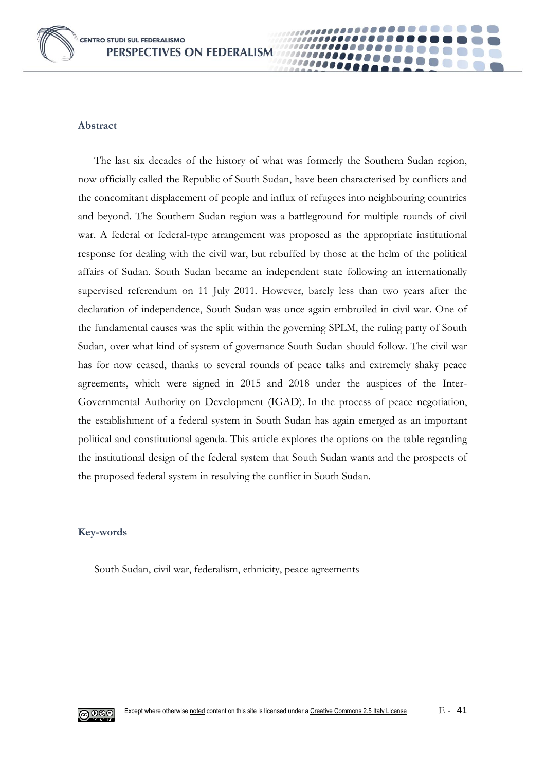## Abstract

The last six decades of the history of what was formerly the Southern Sudan region, now officially called the Republic of South Sudan, have been characterised by conflicts and the concomitant displacement of people and influx of refugees into neighbouring countries and beyond. The Southern Sudan region was a battleground for multiple rounds of civil war. A federal or federal-type arrangement was proposed as the appropriate institutional response for dealing with the civil war, but rebuffed by those at the helm of the political affairs of Sudan. South Sudan became an independent state following an internationally supervised referendum on 11 July 2011. However, barely less than two years after the declaration of independence, South Sudan was once again embroiled in civil war. One of the fundamental causes was the split within the governing SPLM, the ruling party of South Sudan, over what kind of system of governance South Sudan should follow. The civil war has for now ceased, thanks to several rounds of peace talks and extremely shaky peace agreements, which were signed in 2015 and 2018 under the auspices of the Inter-Governmental Authority on Development (IGAD). In the process of peace negotiation, the establishment of a federal system in South Sudan has again emerged as an important political and constitutional agenda. This article explores the options on the table regarding the institutional design of the federal system that South Sudan wants and the prospects of the proposed federal system in resolving the conflict in South Sudan.

## Key-words

South Sudan, civil war, federalism, ethnicity, peace agreements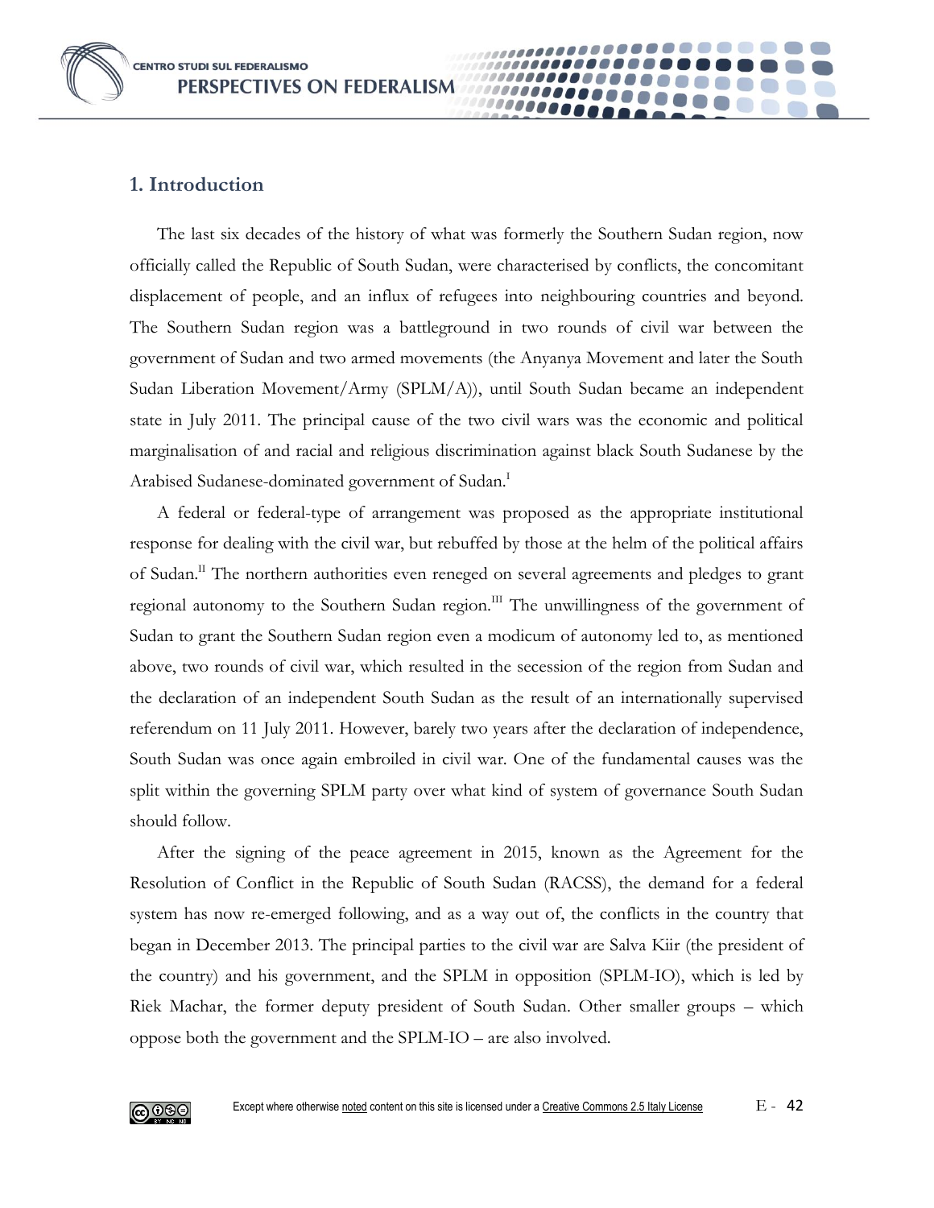## 1. Introduction

The last six decades of the history of what was formerly the Southern Sudan region, now officially called the Republic of South Sudan, were characterised by conflicts, the concomitant displacement of people, and an influx of refugees into neighbouring countries and beyond. The Southern Sudan region was a battleground in two rounds of civil war between the government of Sudan and two armed movements (the Anyanya Movement and later the South Sudan Liberation Movement/Army (SPLM/A)), until South Sudan became an independent state in July 2011. The principal cause of the two civil wars was the economic and political marginalisation of and racial and religious discrimination against black South Sudanese by the Arabised Sudanese-dominated government of Sudan.[I]

A federal or federal-type of arrangement was proposed as the appropriate institutional response for dealing with the civil war, but rebuffed by those at the helm of the political affairs of Sudan.[II] The northern authorities even reneged on several agreements and pledges to grant regional autonomy to the Southern Sudan region.[III] The unwillingness of the government of Sudan to grant the Southern Sudan region even a modicum of autonomy led to, as mentioned above, two rounds of civil war, which resulted in the secession of the region from Sudan and the declaration of an independent South Sudan as the result of an internationally supervised referendum on 11 July 2011. However, barely two years after the declaration of independence, South Sudan was once again embroiled in civil war. One of the fundamental causes was the split within the governing SPLM party over what kind of system of governance South Sudan should follow.

After the signing of the peace agreement in 2015, known as the Agreement for the Resolution of Conflict in the Republic of South Sudan (RACSS), the demand for a federal system has now re-emerged following, and as a way out of, the conflicts in the country that began in December 2013. The principal parties to the civil war are Salva Kiir (the president of the country) and his government, and the SPLM in opposition (SPLM-IO), which is led by Riek Machar, the former deputy president of South Sudan. Other smaller groups – which oppose both the government and the SPLM-IO – are also involved.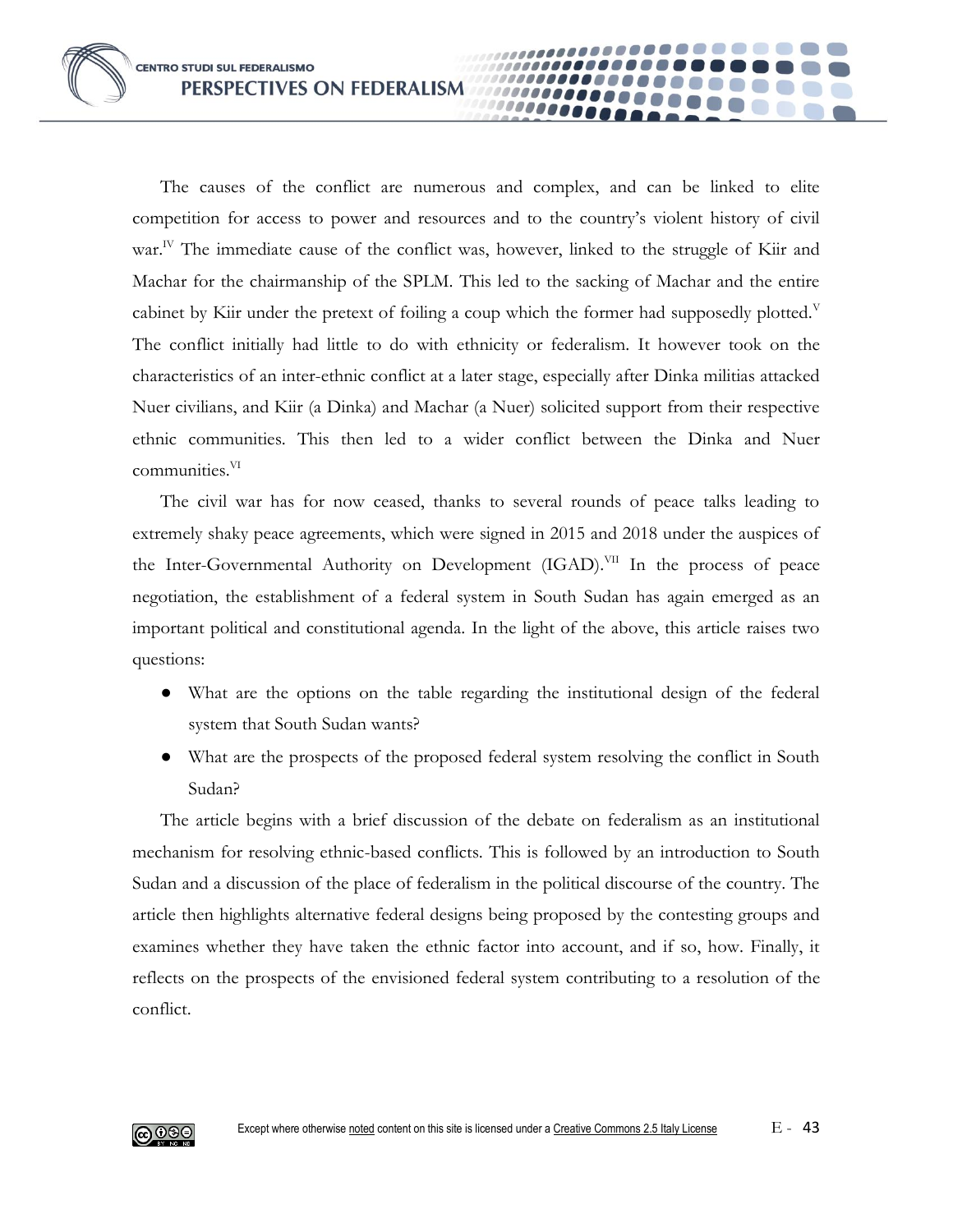The causes of the conflict are numerous and complex, and can be linked to elite competition for access to power and resources and to the country's violent history of civil war.[IV] The immediate cause of the conflict was, however, linked to the struggle of Kiir and Machar for the chairmanship of the SPLM. This led to the sacking of Machar and the entire cabinet by Kiir under the pretext of foiling a coup which the former had supposedly plotted.[V] The conflict initially had little to do with ethnicity or federalism. It however took on the characteristics of an inter-ethnic conflict at a later stage, especially after Dinka militias attacked Nuer civilians, and Kiir (a Dinka) and Machar (a Nuer) solicited support from their respective ethnic communities. This then led to a wider conflict between the Dinka and Nuer communities.[VI]

The civil war has for now ceased, thanks to several rounds of peace talks leading to extremely shaky peace agreements, which were signed in 2015 and 2018 under the auspices of the Inter-Governmental Authority on Development (IGAD).[VII] In the process of peace negotiation, the establishment of a federal system in South Sudan has again emerged as an important political and constitutional agenda. In the light of the above, this article raises two questions:

- What are the options on the table regarding the institutional design of the federal system that South Sudan wants?
- What are the prospects of the proposed federal system resolving the conflict in South Sudan?

The article begins with a brief discussion of the debate on federalism as an institutional mechanism for resolving ethnic-based conflicts. This is followed by an introduction to South Sudan and a discussion of the place of federalism in the political discourse of the country. The article then highlights alternative federal designs being proposed by the contesting groups and examines whether they have taken the ethnic factor into account, and if so, how. Finally, it reflects on the prospects of the envisioned federal system contributing to a resolution of the conflict.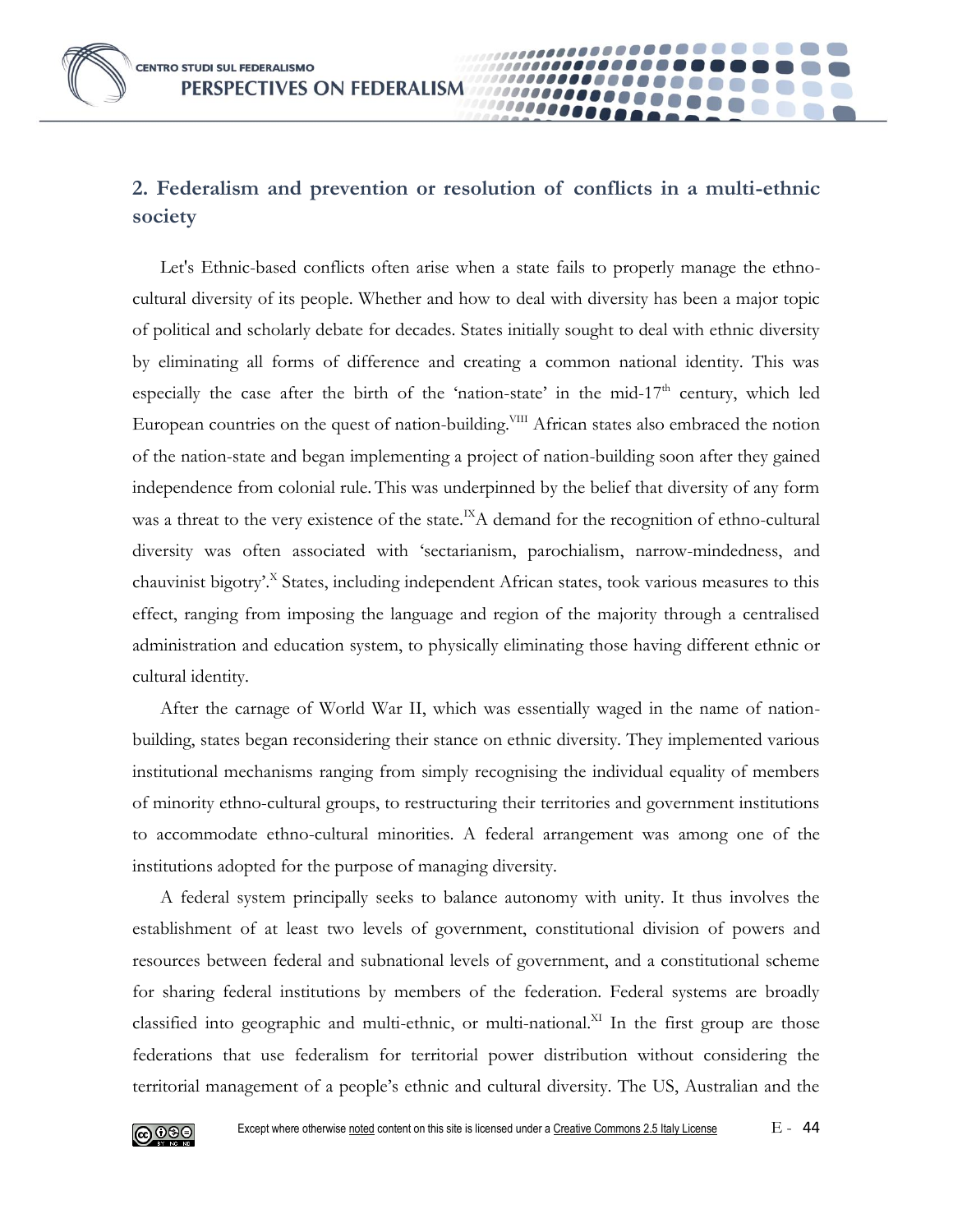## 2. Federalism and prevention or resolution of conflicts in a multi-ethnic society

Let's Ethnic-based conflicts often arise when a state fails to properly manage the ethno-cultural diversity of its people. Whether and how to deal with diversity has been a major topic of political and scholarly debate for decades. States initially sought to deal with ethnic diversity by eliminating all forms of difference and creating a common national identity. This was especially the case after the birth of the 'nation-state' in the mid-17th century, which led European countries on the quest of nation-building.[VIII] African states also embraced the notion of the nation-state and began implementing a project of nation-building soon after they gained independence from colonial rule. This was underpinned by the belief that diversity of any form was a threat to the very existence of the state.[IX] A demand for the recognition of ethno-cultural diversity was often associated with 'sectarianism, parochialism, narrow-mindedness, and chauvinist bigotry'.[X] States, including independent African states, took various measures to this effect, ranging from imposing the language and region of the majority through a centralised administration and education system, to physically eliminating those having different ethnic or cultural identity.

After the carnage of World War II, which was essentially waged in the name of nation-building, states began reconsidering their stance on ethnic diversity. They implemented various institutional mechanisms ranging from simply recognising the individual equality of members of minority ethno-cultural groups, to restructuring their territories and government institutions to accommodate ethno-cultural minorities. A federal arrangement was among one of the institutions adopted for the purpose of managing diversity.

A federal system principally seeks to balance autonomy with unity. It thus involves the establishment of at least two levels of government, constitutional division of powers and resources between federal and subnational levels of government, and a constitutional scheme for sharing federal institutions by members of the federation. Federal systems are broadly classified into geographic and multi-ethnic, or multi-national.[XI] In the first group are those federations that use federalism for territorial power distribution without considering the territorial management of a people's ethnic and cultural diversity. The US, Australian and the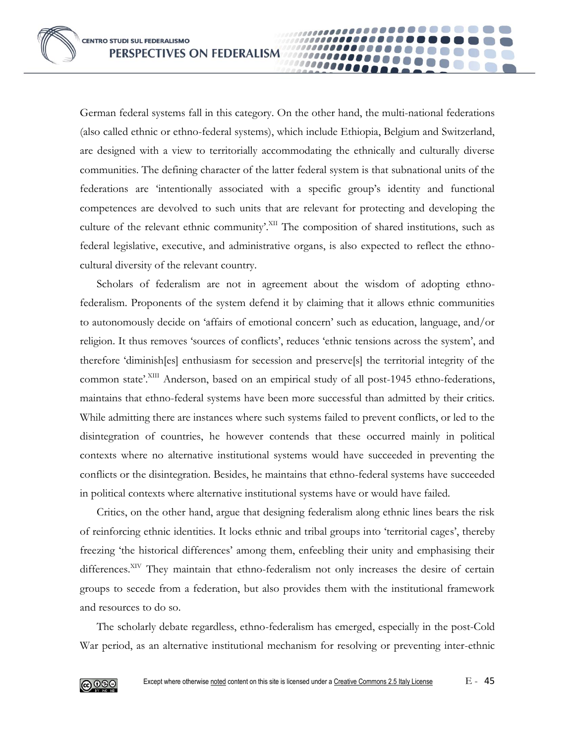German federal systems fall in this category. On the other hand, the multi-national federations (also called ethnic or ethno-federal systems), which include Ethiopia, Belgium and Switzerland, are designed with a view to territorially accommodating the ethnically and culturally diverse communities. The defining character of the latter federal system is that subnational units of the federations are 'intentionally associated with a specific group's identity and functional competences are devolved to such units that are relevant for protecting and developing the culture of the relevant ethnic community'.[XII] The composition of shared institutions, such as federal legislative, executive, and administrative organs, is also expected to reflect the ethno-cultural diversity of the relevant country.

Scholars of federalism are not in agreement about the wisdom of adopting ethno-federalism. Proponents of the system defend it by claiming that it allows ethnic communities to autonomously decide on 'affairs of emotional concern' such as education, language, and/or religion. It thus removes 'sources of conflicts', reduces 'ethnic tensions across the system', and therefore 'diminish[es] enthusiasm for secession and preserve[s] the territorial integrity of the common state'.[XIII] Anderson, based on an empirical study of all post-1945 ethno-federations, maintains that ethno-federal systems have been more successful than admitted by their critics. While admitting there are instances where such systems failed to prevent conflicts, or led to the disintegration of countries, he however contends that these occurred mainly in political contexts where no alternative institutional systems would have succeeded in preventing the conflicts or the disintegration. Besides, he maintains that ethno-federal systems have succeeded in political contexts where alternative institutional systems have or would have failed.

Critics, on the other hand, argue that designing federalism along ethnic lines bears the risk of reinforcing ethnic identities. It locks ethnic and tribal groups into 'territorial cages', thereby freezing 'the historical differences' among them, enfeebling their unity and emphasising their differences.[XIV] They maintain that ethno-federalism not only increases the desire of certain groups to secede from a federation, but also provides them with the institutional framework and resources to do so.

The scholarly debate regardless, ethno-federalism has emerged, especially in the post-Cold War period, as an alternative institutional mechanism for resolving or preventing inter-ethnic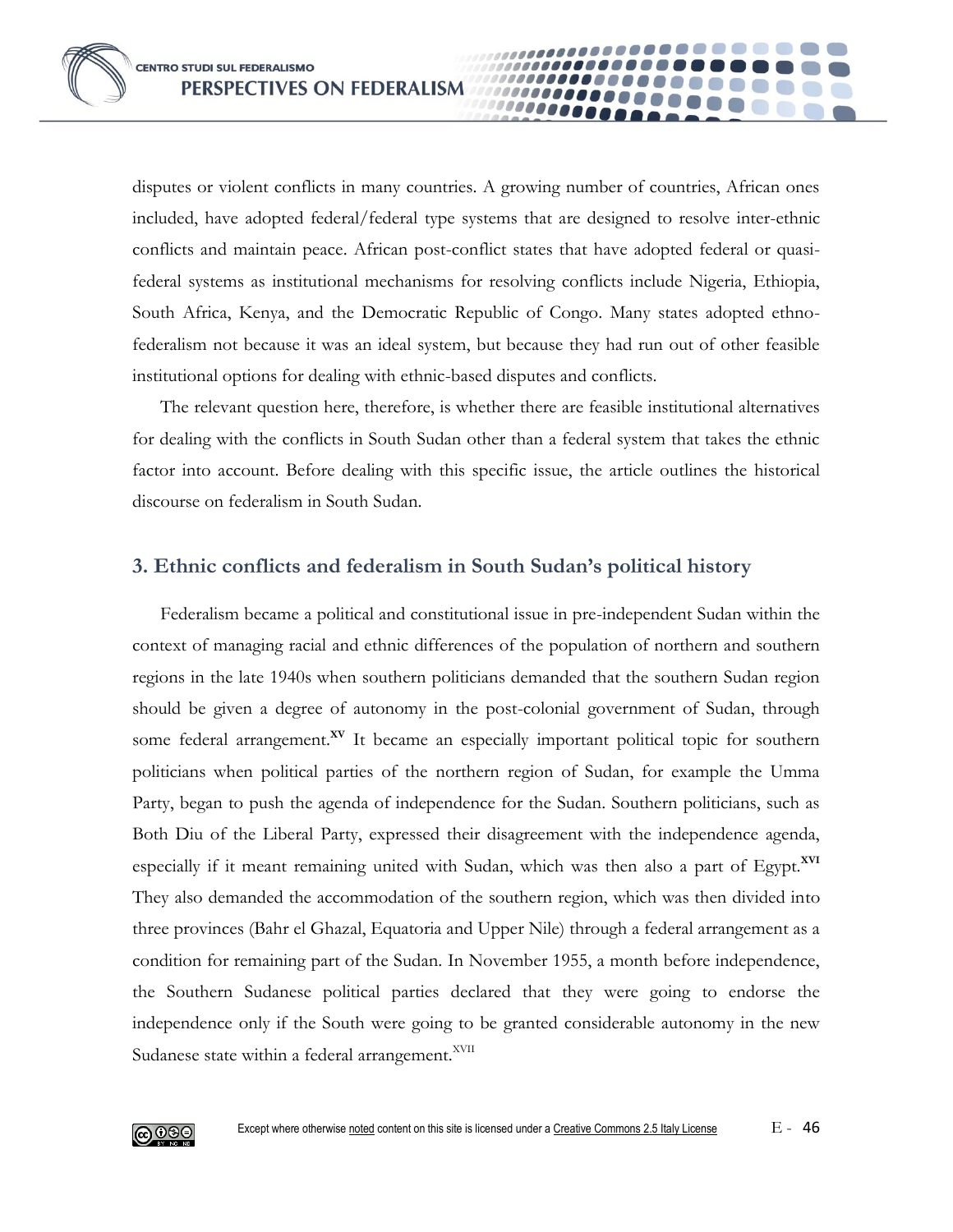disputes or violent conflicts in many countries. A growing number of countries, African ones included, have adopted federal/federal type systems that are designed to resolve inter-ethnic conflicts and maintain peace. African post-conflict states that have adopted federal or quasi-federal systems as institutional mechanisms for resolving conflicts include Nigeria, Ethiopia, South Africa, Kenya, and the Democratic Republic of Congo. Many states adopted ethno-federalism not because it was an ideal system, but because they had run out of other feasible institutional options for dealing with ethnic-based disputes and conflicts.

The relevant question here, therefore, is whether there are feasible institutional alternatives for dealing with the conflicts in South Sudan other than a federal system that takes the ethnic factor into account. Before dealing with this specific issue, the article outlines the historical discourse on federalism in South Sudan.

## 3. Ethnic conflicts and federalism in South Sudan's political history

Federalism became a political and constitutional issue in pre-independent Sudan within the context of managing racial and ethnic differences of the population of northern and southern regions in the late 1940s when southern politicians demanded that the southern Sudan region should be given a degree of autonomy in the post-colonial government of Sudan, through some federal arrangement.[XV] It became an especially important political topic for southern politicians when political parties of the northern region of Sudan, for example the Umma Party, began to push the agenda of independence for the Sudan. Southern politicians, such as Both Diu of the Liberal Party, expressed their disagreement with the independence agenda, especially if it meant remaining united with Sudan, which was then also a part of Egypt.[XVI] They also demanded the accommodation of the southern region, which was then divided into three provinces (Bahr el Ghazal, Equatoria and Upper Nile) through a federal arrangement as a condition for remaining part of the Sudan. In November 1955, a month before independence, the Southern Sudanese political parties declared that they were going to endorse the independence only if the South were going to be granted considerable autonomy in the new Sudanese state within a federal arrangement.[XVII]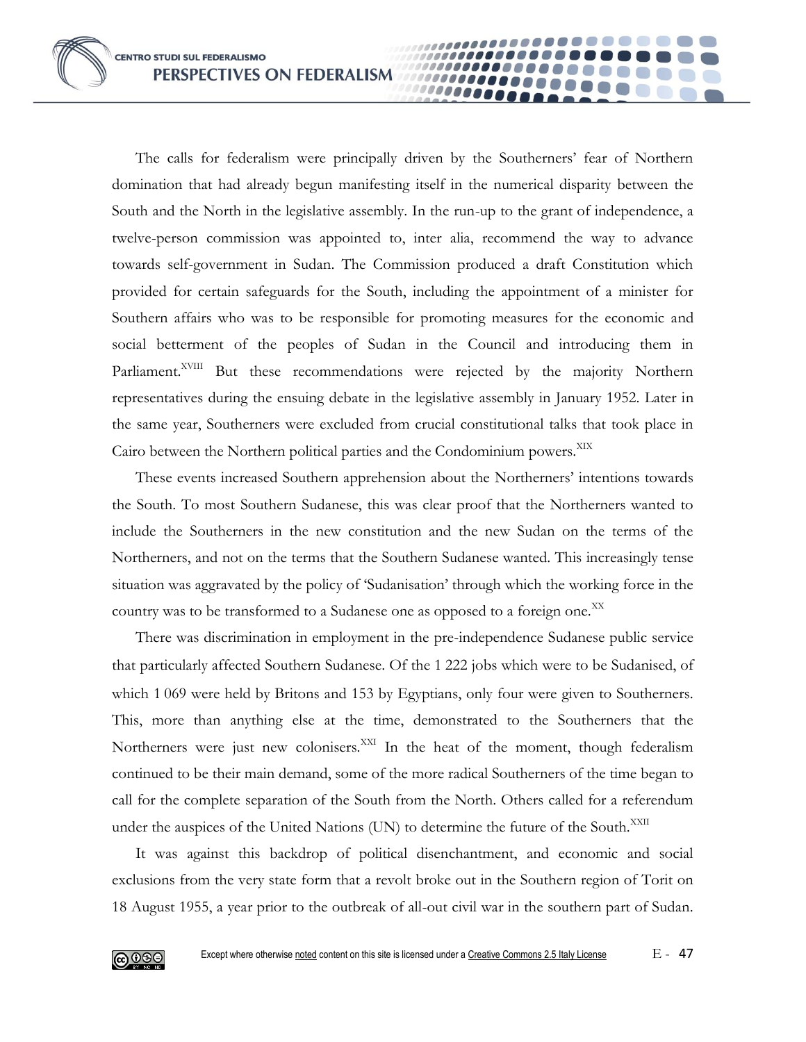The calls for federalism were principally driven by the Southerners' fear of Northern domination that had already begun manifesting itself in the numerical disparity between the South and the North in the legislative assembly. In the run-up to the grant of independence, a twelve-person commission was appointed to, inter alia, recommend the way to advance towards self-government in Sudan. The Commission produced a draft Constitution which provided for certain safeguards for the South, including the appointment of a minister for Southern affairs who was to be responsible for promoting measures for the economic and social betterment of the peoples of Sudan in the Council and introducing them in Parliament.[XVIII] But these recommendations were rejected by the majority Northern representatives during the ensuing debate in the legislative assembly in January 1952. Later in the same year, Southerners were excluded from crucial constitutional talks that took place in Cairo between the Northern political parties and the Condominium powers.[XIX]

These events increased Southern apprehension about the Northerners' intentions towards the South. To most Southern Sudanese, this was clear proof that the Northerners wanted to include the Southerners in the new constitution and the new Sudan on the terms of the Northerners, and not on the terms that the Southern Sudanese wanted. This increasingly tense situation was aggravated by the policy of 'Sudanisation' through which the working force in the country was to be transformed to a Sudanese one as opposed to a foreign one.[XX]

There was discrimination in employment in the pre-independence Sudanese public service that particularly affected Southern Sudanese. Of the 1 222 jobs which were to be Sudanised, of which 1 069 were held by Britons and 153 by Egyptians, only four were given to Southerners. This, more than anything else at the time, demonstrated to the Southerners that the Northerners were just new colonisers.[XXI] In the heat of the moment, though federalism continued to be their main demand, some of the more radical Southerners of the time began to call for the complete separation of the South from the North. Others called for a referendum under the auspices of the United Nations (UN) to determine the future of the South.[XXII]

It was against this backdrop of political disenchantment, and economic and social exclusions from the very state form that a revolt broke out in the Southern region of Torit on 18 August 1955, a year prior to the outbreak of all-out civil war in the southern part of Sudan.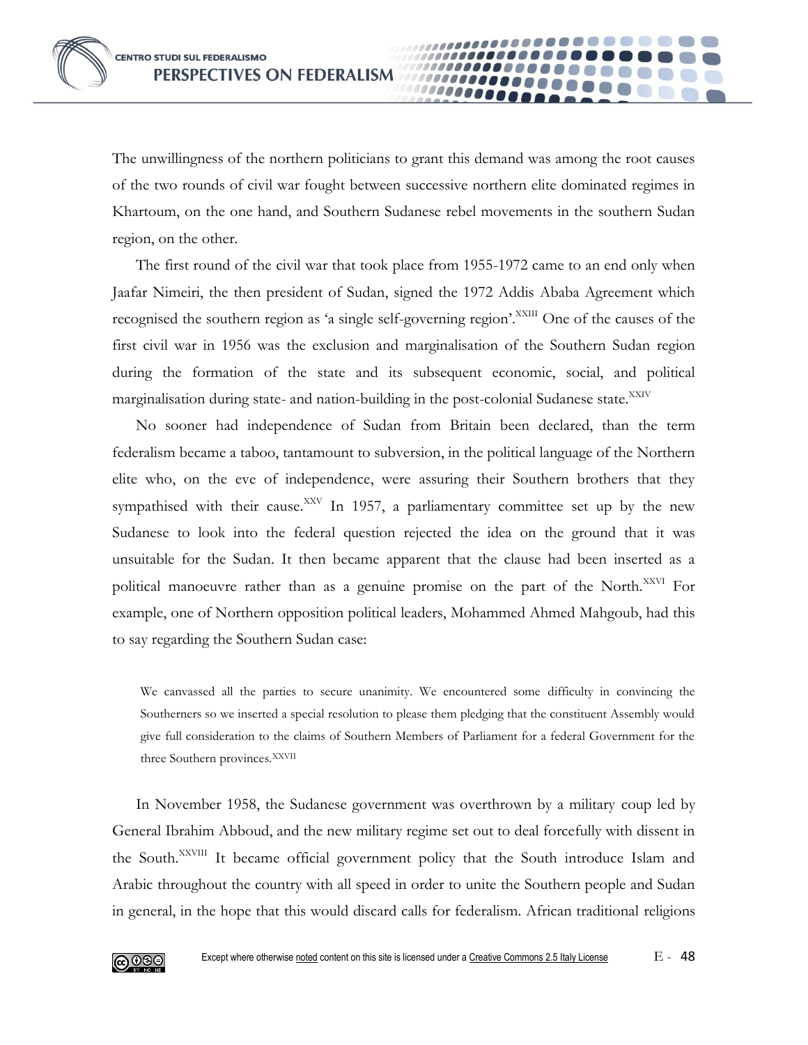The unwillingness of the northern politicians to grant this demand was among the root causes of the two rounds of civil war fought between successive northern elite dominated regimes in Khartoum, on the one hand, and Southern Sudanese rebel movements in the southern Sudan region, on the other.

The first round of the civil war that took place from 1955-1972 came to an end only when Jaafar Nimeiri, the then president of Sudan, signed the 1972 Addis Ababa Agreement which recognised the southern region as 'a single self-governing region'.[XXIII] One of the causes of the first civil war in 1956 was the exclusion and marginalisation of the Southern Sudan region during the formation of the state and its subsequent economic, social, and political marginalisation during state- and nation-building in the post-colonial Sudanese state.[XXIV]

No sooner had independence of Sudan from Britain been declared, than the term federalism became a taboo, tantamount to subversion, in the political language of the Northern elite who, on the eve of independence, were assuring their Southern brothers that they sympathised with their cause.[XXV] In 1957, a parliamentary committee set up by the new Sudanese to look into the federal question rejected the idea on the ground that it was unsuitable for the Sudan. It then became apparent that the clause had been inserted as a political manoeuvre rather than as a genuine promise on the part of the North.[XXVI] For example, one of Northern opposition political leaders, Mohammed Ahmed Mahgoub, had this to say regarding the Southern Sudan case:

> We canvassed all the parties to secure unanimity. We encountered some difficulty in convincing the Southerners so we inserted a special resolution to please them pledging that the constituent Assembly would give full consideration to the claims of Southern Members of Parliament for a federal Government for the three Southern provinces.[XXVII]

In November 1958, the Sudanese government was overthrown by a military coup led by General Ibrahim Abboud, and the new military regime set out to deal forcefully with dissent in the South.[XXVIII] It became official government policy that the South introduce Islam and Arabic throughout the country with all speed in order to unite the Southern people and Sudan in general, in the hope that this would discard calls for federalism. African traditional religions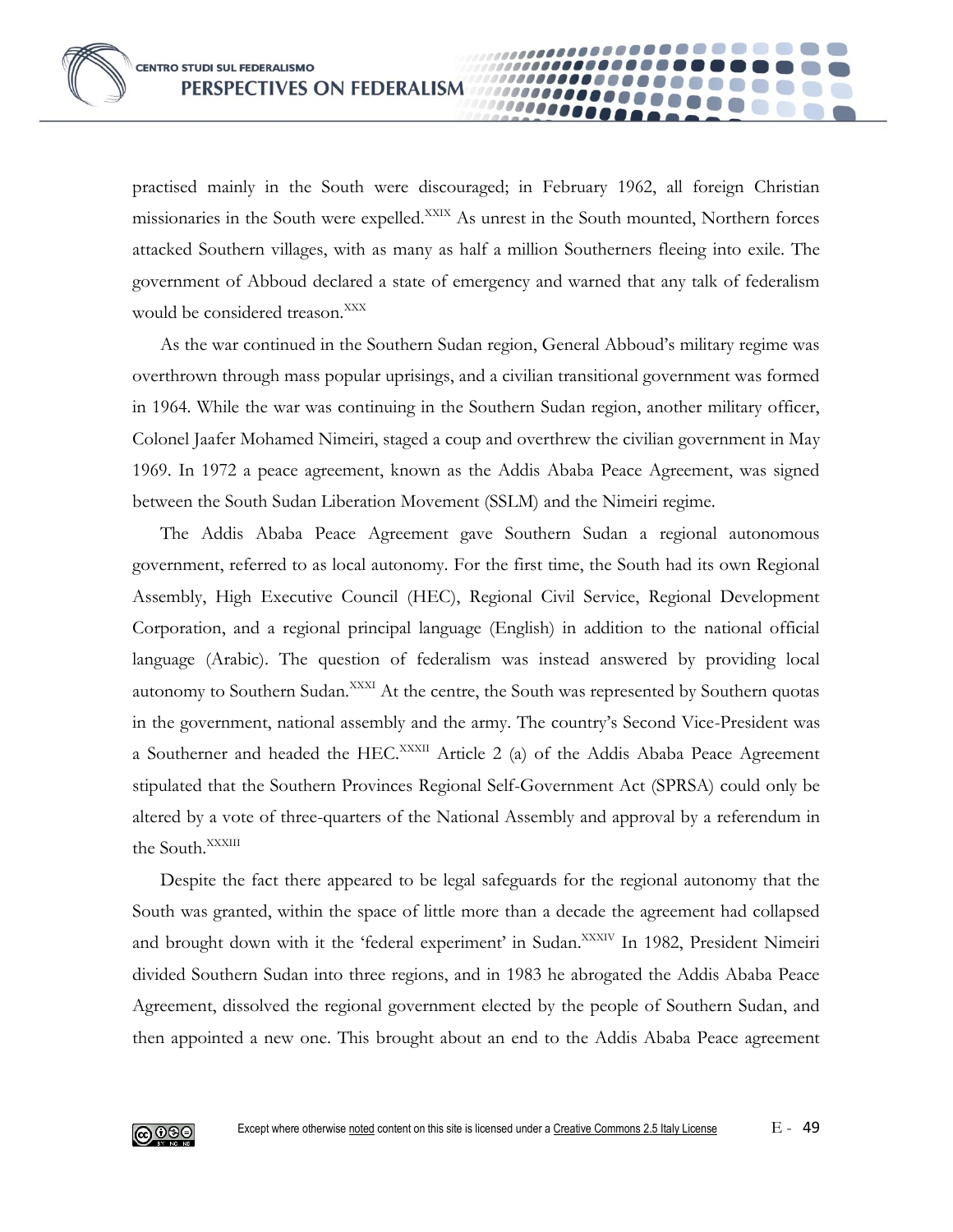practised mainly in the South were discouraged; in February 1962, all foreign Christian missionaries in the South were expelled.[XXIX] As unrest in the South mounted, Northern forces attacked Southern villages, with as many as half a million Southerners fleeing into exile. The government of Abboud declared a state of emergency and warned that any talk of federalism would be considered treason.[XXX]

As the war continued in the Southern Sudan region, General Abboud's military regime was overthrown through mass popular uprisings, and a civilian transitional government was formed in 1964. While the war was continuing in the Southern Sudan region, another military officer, Colonel Jaafer Mohamed Nimeiri, staged a coup and overthrew the civilian government in May 1969. In 1972 a peace agreement, known as the Addis Ababa Peace Agreement, was signed between the South Sudan Liberation Movement (SSLM) and the Nimeiri regime.

The Addis Ababa Peace Agreement gave Southern Sudan a regional autonomous government, referred to as local autonomy. For the first time, the South had its own Regional Assembly, High Executive Council (HEC), Regional Civil Service, Regional Development Corporation, and a regional principal language (English) in addition to the national official language (Arabic). The question of federalism was instead answered by providing local autonomy to Southern Sudan.[XXXI] At the centre, the South was represented by Southern quotas in the government, national assembly and the army. The country's Second Vice-President was a Southerner and headed the HEC.[XXXII] Article 2 (a) of the Addis Ababa Peace Agreement stipulated that the Southern Provinces Regional Self-Government Act (SPRSA) could only be altered by a vote of three-quarters of the National Assembly and approval by a referendum in the South.[XXXIII]

Despite the fact there appeared to be legal safeguards for the regional autonomy that the South was granted, within the space of little more than a decade the agreement had collapsed and brought down with it the 'federal experiment' in Sudan.[XXXIV] In 1982, President Nimeiri divided Southern Sudan into three regions, and in 1983 he abrogated the Addis Ababa Peace Agreement, dissolved the regional government elected by the people of Southern Sudan, and then appointed a new one. This brought about an end to the Addis Ababa Peace agreement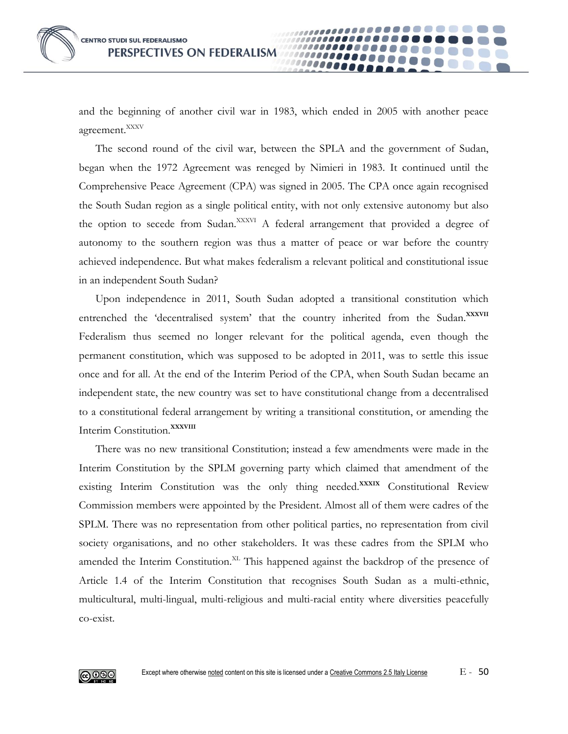and the beginning of another civil war in 1983, which ended in 2005 with another peace agreement.[XXXV]

The second round of the civil war, between the SPLA and the government of Sudan, began when the 1972 Agreement was reneged by Nimieri in 1983. It continued until the Comprehensive Peace Agreement (CPA) was signed in 2005. The CPA once again recognised the South Sudan region as a single political entity, with not only extensive autonomy but also the option to secede from Sudan.[XXXVI] A federal arrangement that provided a degree of autonomy to the southern region was thus a matter of peace or war before the country achieved independence. But what makes federalism a relevant political and constitutional issue in an independent South Sudan?

Upon independence in 2011, South Sudan adopted a transitional constitution which entrenched the 'decentralised system' that the country inherited from the Sudan.[XXXVII] Federalism thus seemed no longer relevant for the political agenda, even though the permanent constitution, which was supposed to be adopted in 2011, was to settle this issue once and for all. At the end of the Interim Period of the CPA, when South Sudan became an independent state, the new country was set to have constitutional change from a decentralised to a constitutional federal arrangement by writing a transitional constitution, or amending the Interim Constitution.[XXXVIII]

There was no new transitional Constitution; instead a few amendments were made in the Interim Constitution by the SPLM governing party which claimed that amendment of the existing Interim Constitution was the only thing needed.[XXXIX] Constitutional Review Commission members were appointed by the President. Almost all of them were cadres of the SPLM. There was no representation from other political parties, no representation from civil society organisations, and no other stakeholders. It was these cadres from the SPLM who amended the Interim Constitution.[XL] This happened against the backdrop of the presence of Article 1.4 of the Interim Constitution that recognises South Sudan as a multi-ethnic, multicultural, multi-lingual, multi-religious and multi-racial entity where diversities peacefully co-exist.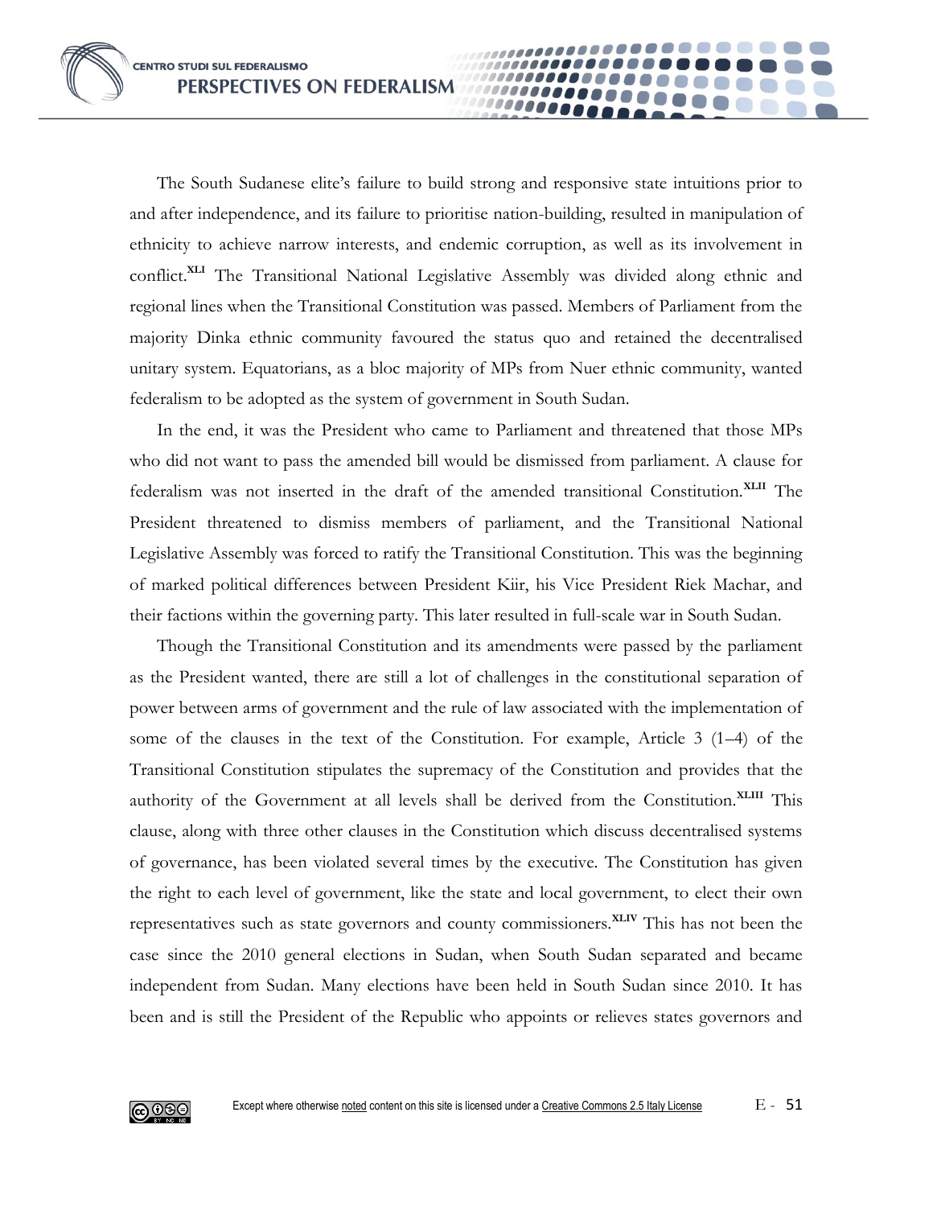The South Sudanese elite's failure to build strong and responsive state intuitions prior to and after independence, and its failure to prioritise nation-building, resulted in manipulation of ethnicity to achieve narrow interests, and endemic corruption, as well as its involvement in conflict.[XLI] The Transitional National Legislative Assembly was divided along ethnic and regional lines when the Transitional Constitution was passed. Members of Parliament from the majority Dinka ethnic community favoured the status quo and retained the decentralised unitary system. Equatorians, as a bloc majority of MPs from Nuer ethnic community, wanted federalism to be adopted as the system of government in South Sudan.

In the end, it was the President who came to Parliament and threatened that those MPs who did not want to pass the amended bill would be dismissed from parliament. A clause for federalism was not inserted in the draft of the amended transitional Constitution.[XLII] The President threatened to dismiss members of parliament, and the Transitional National Legislative Assembly was forced to ratify the Transitional Constitution. This was the beginning of marked political differences between President Kiir, his Vice President Riek Machar, and their factions within the governing party. This later resulted in full-scale war in South Sudan.

Though the Transitional Constitution and its amendments were passed by the parliament as the President wanted, there are still a lot of challenges in the constitutional separation of power between arms of government and the rule of law associated with the implementation of some of the clauses in the text of the Constitution. For example, Article 3 (1–4) of the Transitional Constitution stipulates the supremacy of the Constitution and provides that the authority of the Government at all levels shall be derived from the Constitution.[XLIII] This clause, along with three other clauses in the Constitution which discuss decentralised systems of governance, has been violated several times by the executive. The Constitution has given the right to each level of government, like the state and local government, to elect their own representatives such as state governors and county commissioners.[XLIV] This has not been the case since the 2010 general elections in Sudan, when South Sudan separated and became independent from Sudan. Many elections have been held in South Sudan since 2010. It has been and is still the President of the Republic who appoints or relieves states governors and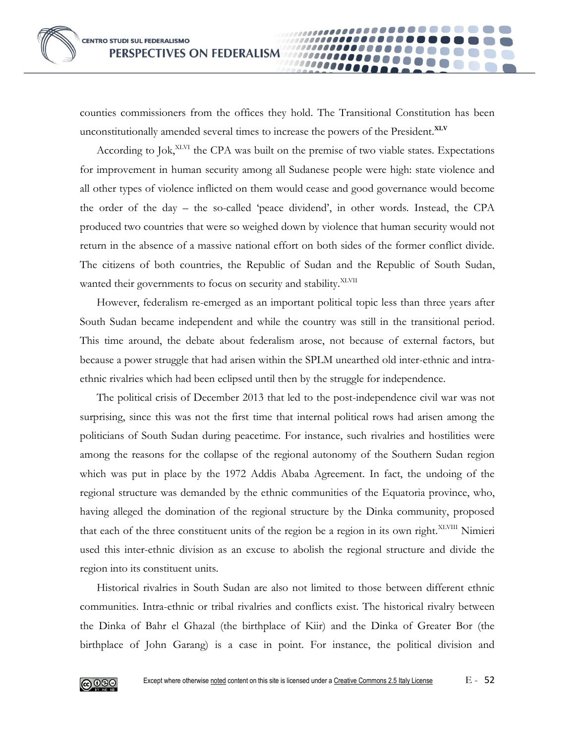counties commissioners from the offices they hold. The Transitional Constitution has been unconstitutionally amended several times to increase the powers of the President.[XLV]

According to Jok,[XLVI] the CPA was built on the premise of two viable states. Expectations for improvement in human security among all Sudanese people were high: state violence and all other types of violence inflicted on them would cease and good governance would become the order of the day – the so-called 'peace dividend', in other words. Instead, the CPA produced two countries that were so weighed down by violence that human security would not return in the absence of a massive national effort on both sides of the former conflict divide. The citizens of both countries, the Republic of Sudan and the Republic of South Sudan, wanted their governments to focus on security and stability.[XLVII]

However, federalism re-emerged as an important political topic less than three years after South Sudan became independent and while the country was still in the transitional period. This time around, the debate about federalism arose, not because of external factors, but because a power struggle that had arisen within the SPLM unearthed old inter-ethnic and intra-ethnic rivalries which had been eclipsed until then by the struggle for independence.

The political crisis of December 2013 that led to the post-independence civil war was not surprising, since this was not the first time that internal political rows had arisen among the politicians of South Sudan during peacetime. For instance, such rivalries and hostilities were among the reasons for the collapse of the regional autonomy of the Southern Sudan region which was put in place by the 1972 Addis Ababa Agreement. In fact, the undoing of the regional structure was demanded by the ethnic communities of the Equatoria province, who, having alleged the domination of the regional structure by the Dinka community, proposed that each of the three constituent units of the region be a region in its own right.[XLVIII] Nimieri used this inter-ethnic division as an excuse to abolish the regional structure and divide the region into its constituent units.

Historical rivalries in South Sudan are also not limited to those between different ethnic communities. Intra-ethnic or tribal rivalries and conflicts exist. The historical rivalry between the Dinka of Bahr el Ghazal (the birthplace of Kiir) and the Dinka of Greater Bor (the birthplace of John Garang) is a case in point. For instance, the political division and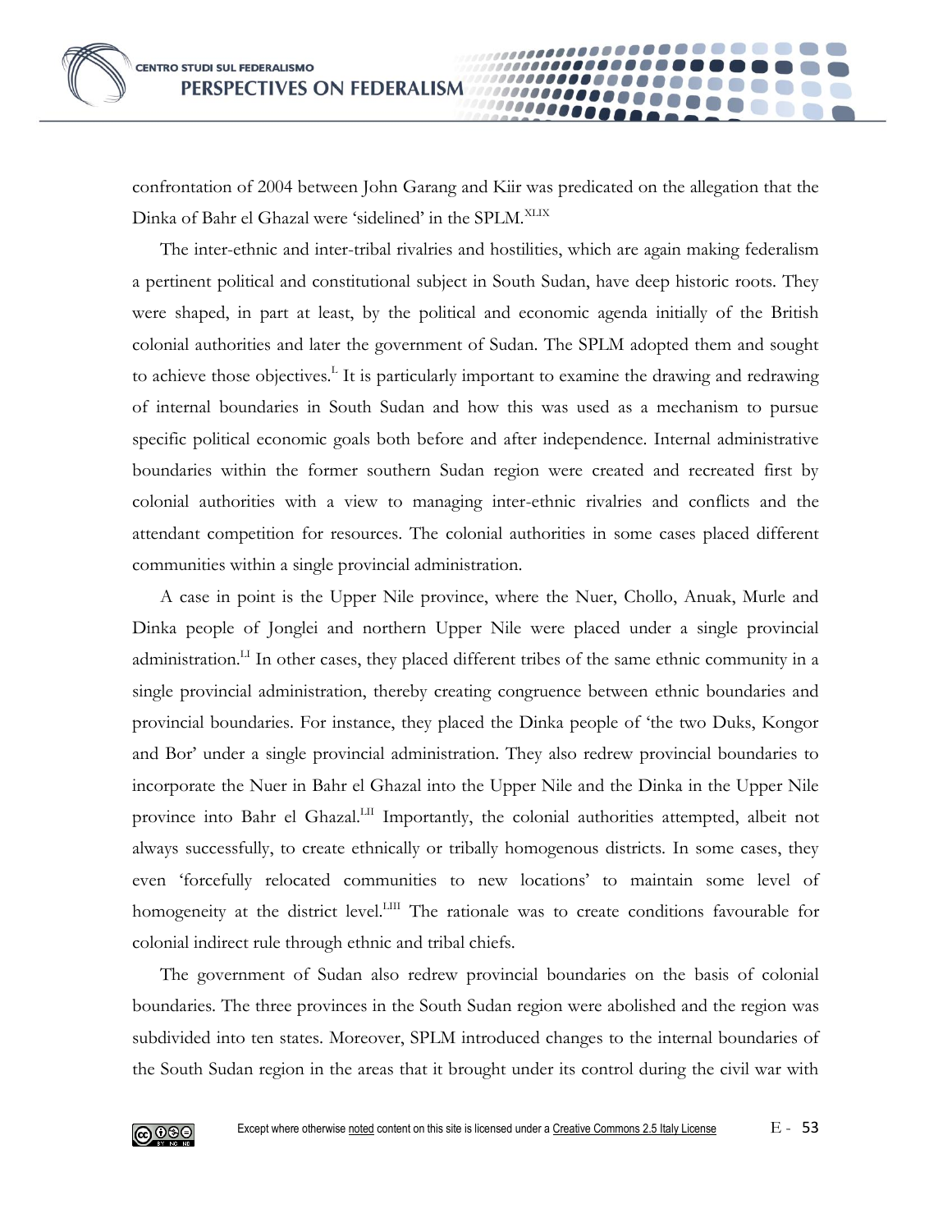confrontation of 2004 between John Garang and Kiir was predicated on the allegation that the Dinka of Bahr el Ghazal were 'sidelined' in the SPLM.[XLIX]

The inter-ethnic and inter-tribal rivalries and hostilities, which are again making federalism a pertinent political and constitutional subject in South Sudan, have deep historic roots. They were shaped, in part at least, by the political and economic agenda initially of the British colonial authorities and later the government of Sudan. The SPLM adopted them and sought to achieve those objectives.[L] It is particularly important to examine the drawing and redrawing of internal boundaries in South Sudan and how this was used as a mechanism to pursue specific political economic goals both before and after independence. Internal administrative boundaries within the former southern Sudan region were created and recreated first by colonial authorities with a view to managing inter-ethnic rivalries and conflicts and the attendant competition for resources. The colonial authorities in some cases placed different communities within a single provincial administration.

A case in point is the Upper Nile province, where the Nuer, Chollo, Anuak, Murle and Dinka people of Jonglei and northern Upper Nile were placed under a single provincial administration.[LI] In other cases, they placed different tribes of the same ethnic community in a single provincial administration, thereby creating congruence between ethnic boundaries and provincial boundaries. For instance, they placed the Dinka people of 'the two Duks, Kongor and Bor' under a single provincial administration. They also redrew provincial boundaries to incorporate the Nuer in Bahr el Ghazal into the Upper Nile and the Dinka in the Upper Nile province into Bahr el Ghazal.[LII] Importantly, the colonial authorities attempted, albeit not always successfully, to create ethnically or tribally homogenous districts. In some cases, they even 'forcefully relocated communities to new locations' to maintain some level of homogeneity at the district level.[LIII] The rationale was to create conditions favourable for colonial indirect rule through ethnic and tribal chiefs.

The government of Sudan also redrew provincial boundaries on the basis of colonial boundaries. The three provinces in the South Sudan region were abolished and the region was subdivided into ten states. Moreover, SPLM introduced changes to the internal boundaries of the South Sudan region in the areas that it brought under its control during the civil war with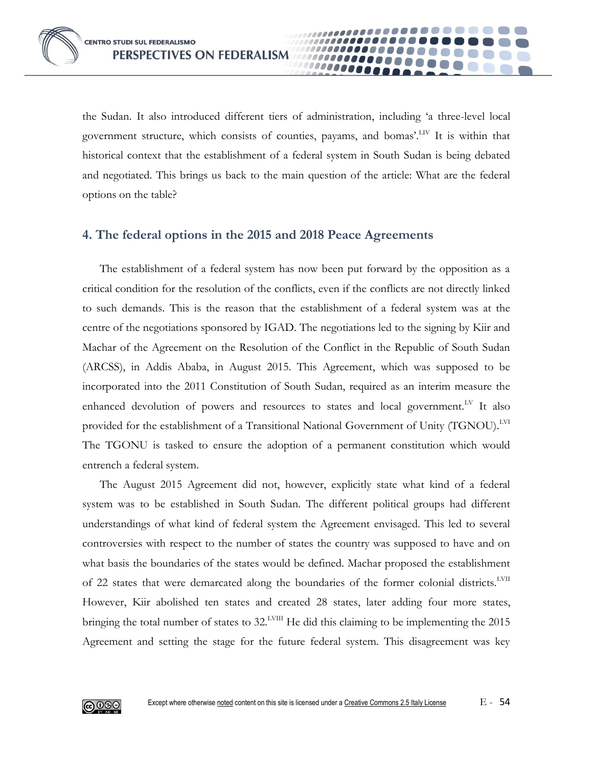the Sudan. It also introduced different tiers of administration, including 'a three-level local government structure, which consists of counties, payams, and bomas'.[LIV] It is within that historical context that the establishment of a federal system in South Sudan is being debated and negotiated. This brings us back to the main question of the article: What are the federal options on the table?

## 4. The federal options in the 2015 and 2018 Peace Agreements

The establishment of a federal system has now been put forward by the opposition as a critical condition for the resolution of the conflicts, even if the conflicts are not directly linked to such demands. This is the reason that the establishment of a federal system was at the centre of the negotiations sponsored by IGAD. The negotiations led to the signing by Kiir and Machar of the Agreement on the Resolution of the Conflict in the Republic of South Sudan (ARCSS), in Addis Ababa, in August 2015. This Agreement, which was supposed to be incorporated into the 2011 Constitution of South Sudan, required as an interim measure the enhanced devolution of powers and resources to states and local government.[LV] It also provided for the establishment of a Transitional National Government of Unity (TGNOU).[LVI] The TGONU is tasked to ensure the adoption of a permanent constitution which would entrench a federal system.

The August 2015 Agreement did not, however, explicitly state what kind of a federal system was to be established in South Sudan. The different political groups had different understandings of what kind of federal system the Agreement envisaged. This led to several controversies with respect to the number of states the country was supposed to have and on what basis the boundaries of the states would be defined. Machar proposed the establishment of 22 states that were demarcated along the boundaries of the former colonial districts.[LVII] However, Kiir abolished ten states and created 28 states, later adding four more states, bringing the total number of states to 32.[LVIII] He did this claiming to be implementing the 2015 Agreement and setting the stage for the future federal system. This disagreement was key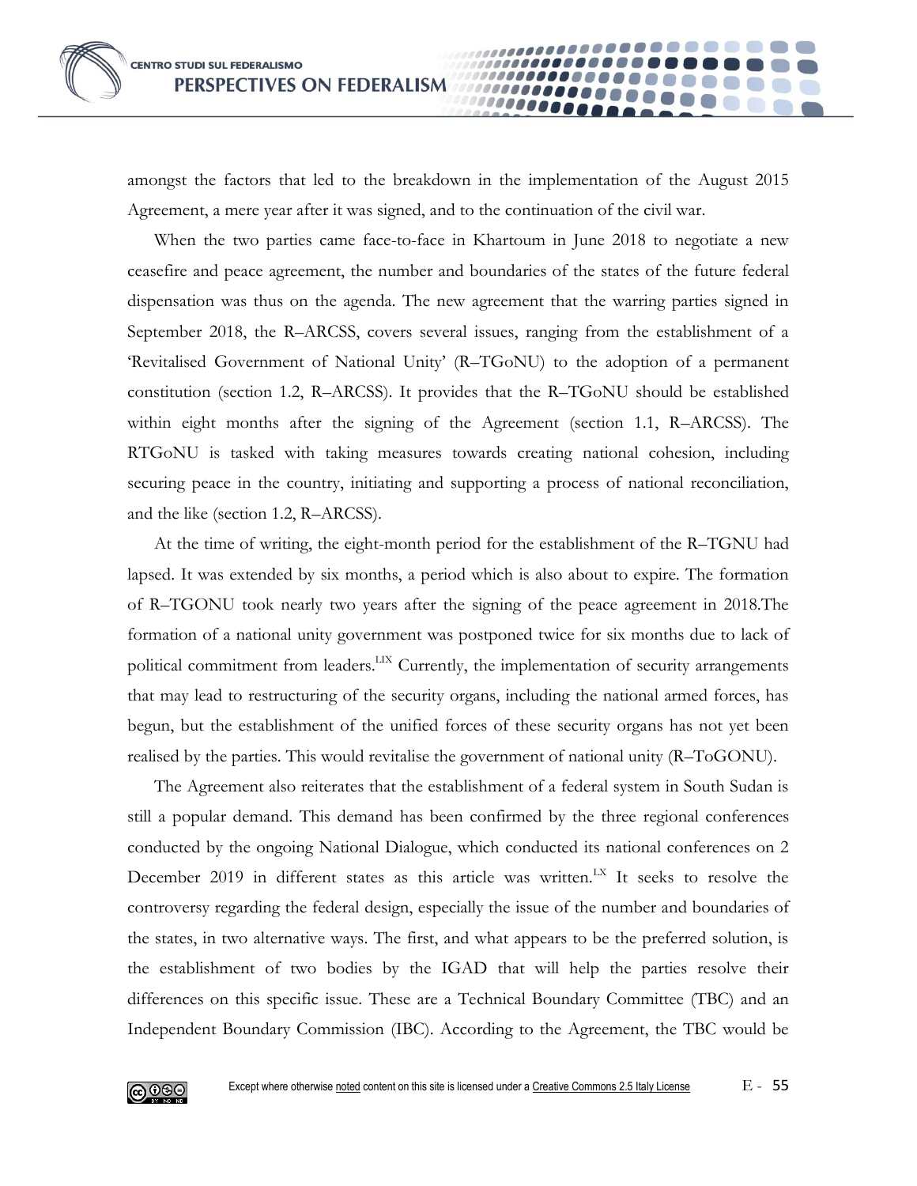amongst the factors that led to the breakdown in the implementation of the August 2015 Agreement, a mere year after it was signed, and to the continuation of the civil war.

When the two parties came face-to-face in Khartoum in June 2018 to negotiate a new ceasefire and peace agreement, the number and boundaries of the states of the future federal dispensation was thus on the agenda. The new agreement that the warring parties signed in September 2018, the R–ARCSS, covers several issues, ranging from the establishment of a 'Revitalised Government of National Unity' (R–TGoNU) to the adoption of a permanent constitution (section 1.2, R–ARCSS). It provides that the R–TGoNU should be established within eight months after the signing of the Agreement (section 1.1, R–ARCSS). The RTGoNU is tasked with taking measures towards creating national cohesion, including securing peace in the country, initiating and supporting a process of national reconciliation, and the like (section 1.2, R–ARCSS).

At the time of writing, the eight-month period for the establishment of the R–TGNU had lapsed. It was extended by six months, a period which is also about to expire. The formation of R–TGONU took nearly two years after the signing of the peace agreement in 2018.The formation of a national unity government was postponed twice for six months due to lack of political commitment from leaders.[LIX] Currently, the implementation of security arrangements that may lead to restructuring of the security organs, including the national armed forces, has begun, but the establishment of the unified forces of these security organs has not yet been realised by the parties. This would revitalise the government of national unity (R–ToGONU).

The Agreement also reiterates that the establishment of a federal system in South Sudan is still a popular demand. This demand has been confirmed by the three regional conferences conducted by the ongoing National Dialogue, which conducted its national conferences on 2 December 2019 in different states as this article was written.[LX] It seeks to resolve the controversy regarding the federal design, especially the issue of the number and boundaries of the states, in two alternative ways. The first, and what appears to be the preferred solution, is the establishment of two bodies by the IGAD that will help the parties resolve their differences on this specific issue. These are a Technical Boundary Committee (TBC) and an Independent Boundary Commission (IBC). According to the Agreement, the TBC would be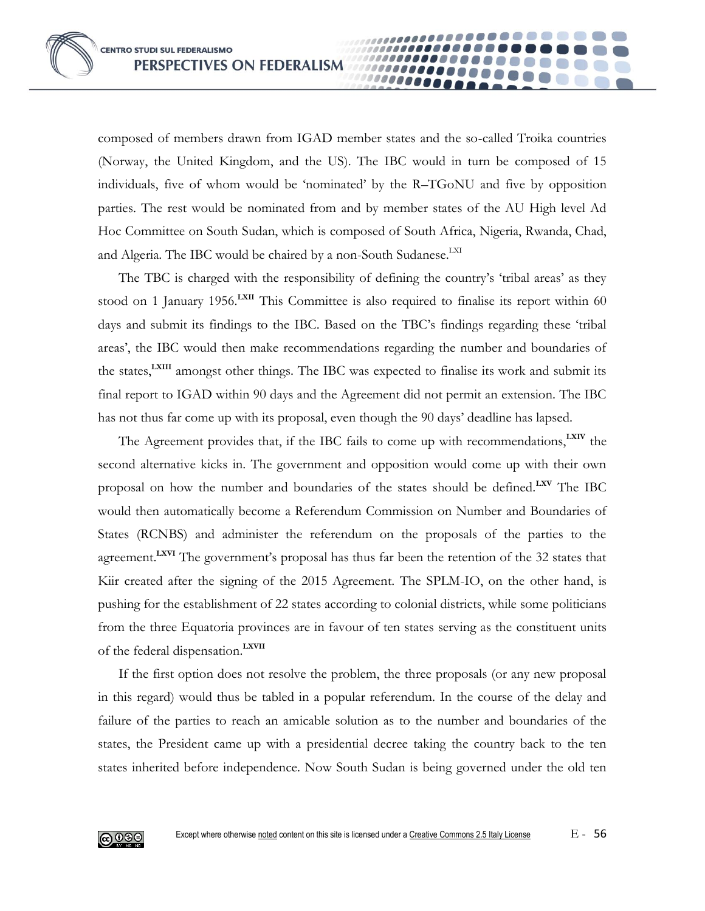composed of members drawn from IGAD member states and the so-called Troika countries (Norway, the United Kingdom, and the US). The IBC would in turn be composed of 15 individuals, five of whom would be 'nominated' by the R–TGoNU and five by opposition parties. The rest would be nominated from and by member states of the AU High level Ad Hoc Committee on South Sudan, which is composed of South Africa, Nigeria, Rwanda, Chad, and Algeria. The IBC would be chaired by a non-South Sudanese.[LXI]

The TBC is charged with the responsibility of defining the country's 'tribal areas' as they stood on 1 January 1956.[LXII] This Committee is also required to finalise its report within 60 days and submit its findings to the IBC. Based on the TBC's findings regarding these 'tribal areas', the IBC would then make recommendations regarding the number and boundaries of the states,[LXIII] amongst other things. The IBC was expected to finalise its work and submit its final report to IGAD within 90 days and the Agreement did not permit an extension. The IBC has not thus far come up with its proposal, even though the 90 days' deadline has lapsed.

The Agreement provides that, if the IBC fails to come up with recommendations,[LXIV] the second alternative kicks in. The government and opposition would come up with their own proposal on how the number and boundaries of the states should be defined.[LXV] The IBC would then automatically become a Referendum Commission on Number and Boundaries of States (RCNBS) and administer the referendum on the proposals of the parties to the agreement.[LXVI] The government's proposal has thus far been the retention of the 32 states that Kiir created after the signing of the 2015 Agreement. The SPLM-IO, on the other hand, is pushing for the establishment of 22 states according to colonial districts, while some politicians from the three Equatoria provinces are in favour of ten states serving as the constituent units of the federal dispensation.[LXVII]

If the first option does not resolve the problem, the three proposals (or any new proposal in this regard) would thus be tabled in a popular referendum. In the course of the delay and failure of the parties to reach an amicable solution as to the number and boundaries of the states, the President came up with a presidential decree taking the country back to the ten states inherited before independence. Now South Sudan is being governed under the old ten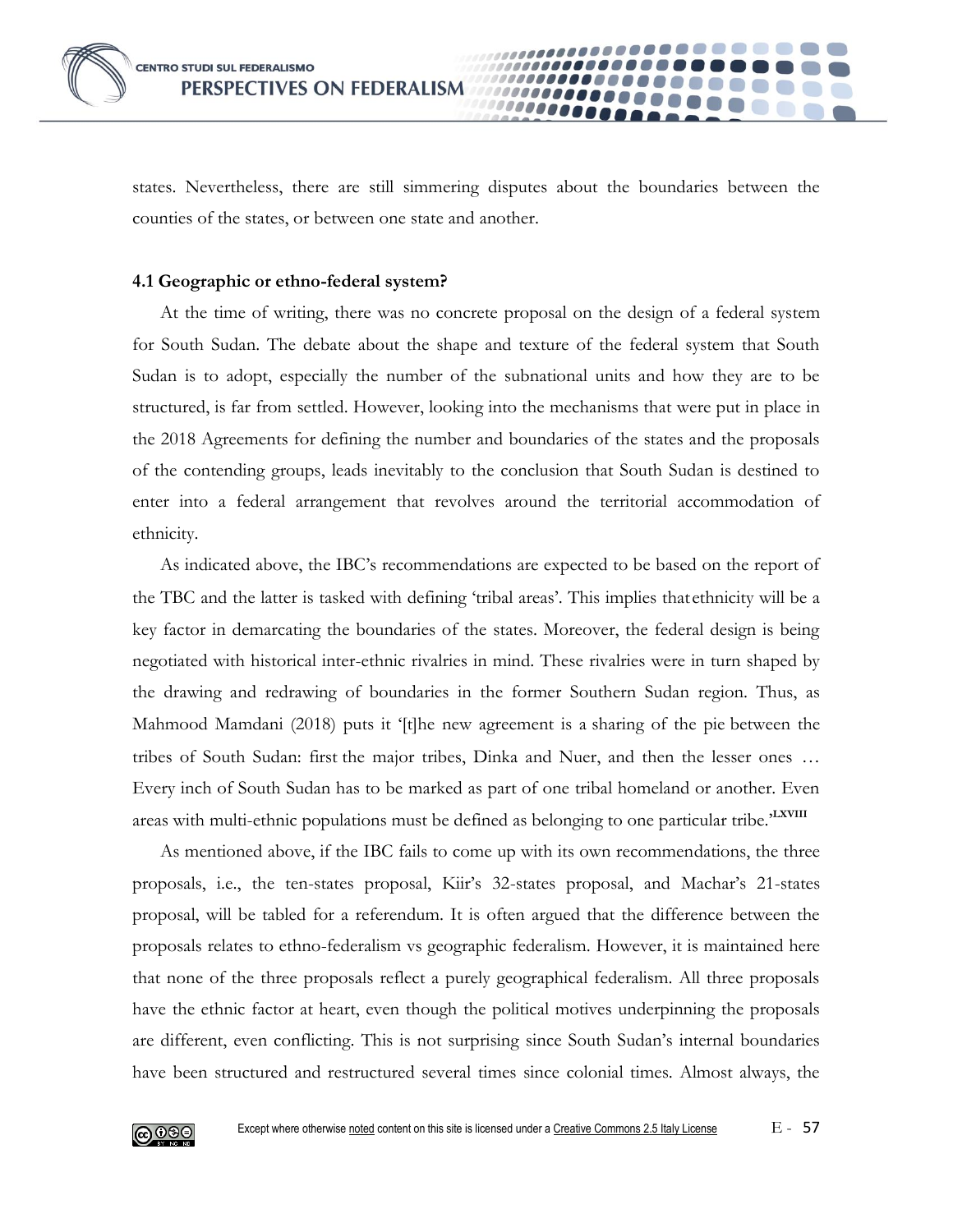states. Nevertheless, there are still simmering disputes about the boundaries between the counties of the states, or between one state and another.

### 4.1 Geographic or ethno-federal system?

At the time of writing, there was no concrete proposal on the design of a federal system for South Sudan. The debate about the shape and texture of the federal system that South Sudan is to adopt, especially the number of the subnational units and how they are to be structured, is far from settled. However, looking into the mechanisms that were put in place in the 2018 Agreements for defining the number and boundaries of the states and the proposals of the contending groups, leads inevitably to the conclusion that South Sudan is destined to enter into a federal arrangement that revolves around the territorial accommodation of ethnicity.

As indicated above, the IBC's recommendations are expected to be based on the report of the TBC and the latter is tasked with defining 'tribal areas'. This implies that ethnicity will be a key factor in demarcating the boundaries of the states. Moreover, the federal design is being negotiated with historical inter-ethnic rivalries in mind. These rivalries were in turn shaped by the drawing and redrawing of boundaries in the former Southern Sudan region. Thus, as Mahmood Mamdani (2018) puts it '[t]he new agreement is a sharing of the pie between the tribes of South Sudan: first the major tribes, Dinka and Nuer, and then the lesser ones … Every inch of South Sudan has to be marked as part of one tribal homeland or another. Even areas with multi-ethnic populations must be defined as belonging to one particular tribe.'[LXVIII]

As mentioned above, if the IBC fails to come up with its own recommendations, the three proposals, i.e., the ten-states proposal, Kiir's 32-states proposal, and Machar's 21-states proposal, will be tabled for a referendum. It is often argued that the difference between the proposals relates to ethno-federalism vs geographic federalism. However, it is maintained here that none of the three proposals reflect a purely geographical federalism. All three proposals have the ethnic factor at heart, even though the political motives underpinning the proposals are different, even conflicting. This is not surprising since South Sudan's internal boundaries have been structured and restructured several times since colonial times. Almost always, the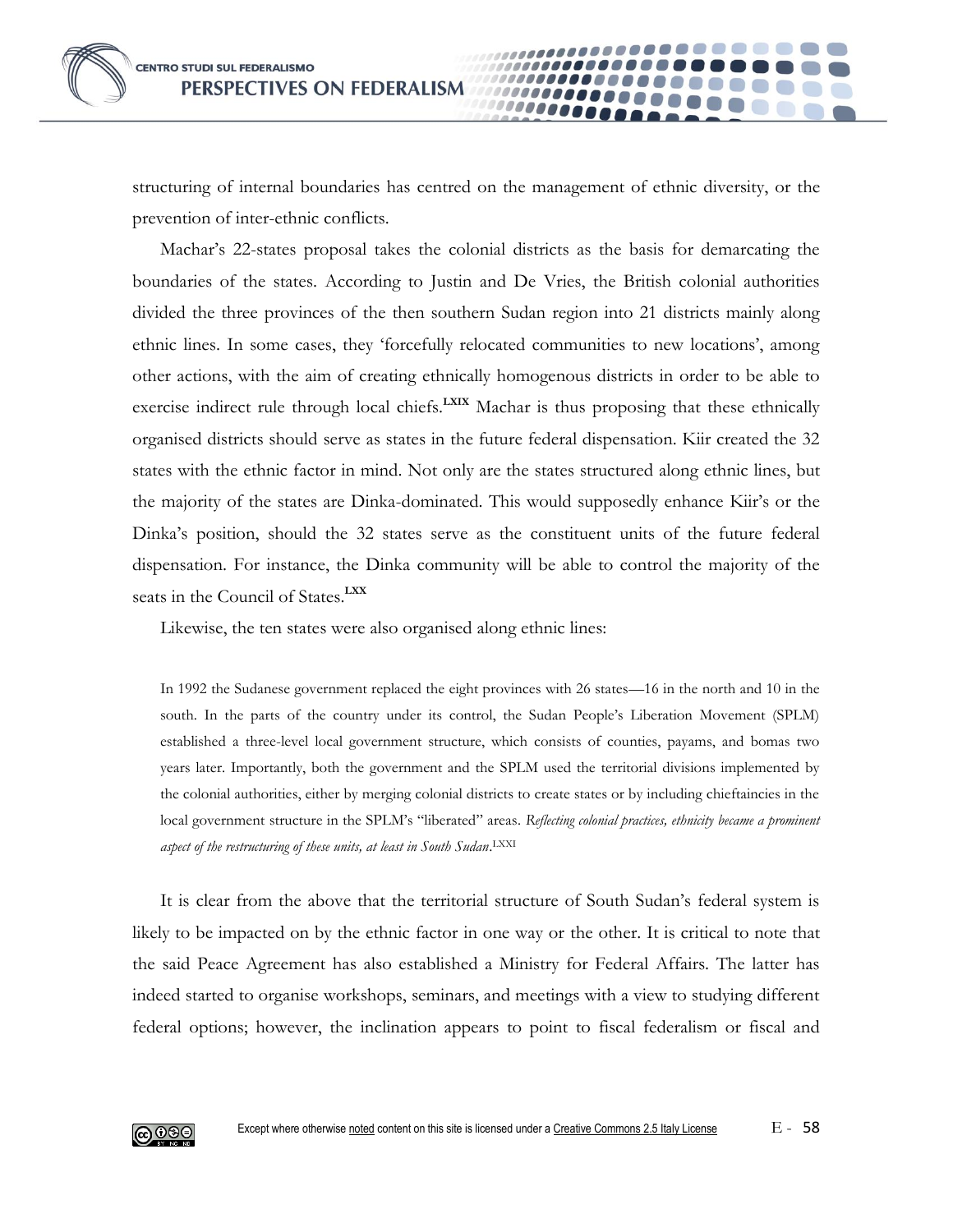structuring of internal boundaries has centred on the management of ethnic diversity, or the prevention of inter-ethnic conflicts.

Machar's 22-states proposal takes the colonial districts as the basis for demarcating the boundaries of the states. According to Justin and De Vries, the British colonial authorities divided the three provinces of the then southern Sudan region into 21 districts mainly along ethnic lines. In some cases, they 'forcefully relocated communities to new locations', among other actions, with the aim of creating ethnically homogenous districts in order to be able to exercise indirect rule through local chiefs.[LXIX] Machar is thus proposing that these ethnically organised districts should serve as states in the future federal dispensation. Kiir created the 32 states with the ethnic factor in mind. Not only are the states structured along ethnic lines, but the majority of the states are Dinka-dominated. This would supposedly enhance Kiir's or the Dinka's position, should the 32 states serve as the constituent units of the future federal dispensation. For instance, the Dinka community will be able to control the majority of the seats in the Council of States.[LXX]

Likewise, the ten states were also organised along ethnic lines:

> In 1992 the Sudanese government replaced the eight provinces with 26 states—16 in the north and 10 in the south. In the parts of the country under its control, the Sudan People's Liberation Movement (SPLM) established a three-level local government structure, which consists of counties, payams, and bomas two years later. Importantly, both the government and the SPLM used the territorial divisions implemented by the colonial authorities, either by merging colonial districts to create states or by including chieftaincies in the local government structure in the SPLM's "liberated" areas. *Reflecting colonial practices, ethnicity became a prominent aspect of the restructuring of these units, at least in South Sudan*.[LXXI]

It is clear from the above that the territorial structure of South Sudan's federal system is likely to be impacted on by the ethnic factor in one way or the other. It is critical to note that the said Peace Agreement has also established a Ministry for Federal Affairs. The latter has indeed started to organise workshops, seminars, and meetings with a view to studying different federal options; however, the inclination appears to point to fiscal federalism or fiscal and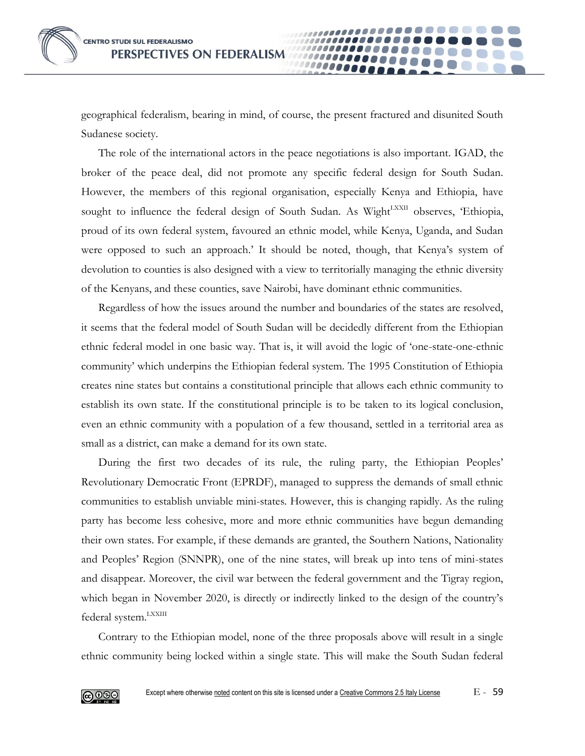geographical federalism, bearing in mind, of course, the present fractured and disunited South Sudanese society.

The role of the international actors in the peace negotiations is also important. IGAD, the broker of the peace deal, did not promote any specific federal design for South Sudan. However, the members of this regional organisation, especially Kenya and Ethiopia, have sought to influence the federal design of South Sudan. As Wight[LXXII] observes, 'Ethiopia, proud of its own federal system, favoured an ethnic model, while Kenya, Uganda, and Sudan were opposed to such an approach.' It should be noted, though, that Kenya's system of devolution to counties is also designed with a view to territorially managing the ethnic diversity of the Kenyans, and these counties, save Nairobi, have dominant ethnic communities.

Regardless of how the issues around the number and boundaries of the states are resolved, it seems that the federal model of South Sudan will be decidedly different from the Ethiopian ethnic federal model in one basic way. That is, it will avoid the logic of 'one-state-one-ethnic community' which underpins the Ethiopian federal system. The 1995 Constitution of Ethiopia creates nine states but contains a constitutional principle that allows each ethnic community to establish its own state. If the constitutional principle is to be taken to its logical conclusion, even an ethnic community with a population of a few thousand, settled in a territorial area as small as a district, can make a demand for its own state.

During the first two decades of its rule, the ruling party, the Ethiopian Peoples' Revolutionary Democratic Front (EPRDF), managed to suppress the demands of small ethnic communities to establish unviable mini-states. However, this is changing rapidly. As the ruling party has become less cohesive, more and more ethnic communities have begun demanding their own states. For example, if these demands are granted, the Southern Nations, Nationality and Peoples' Region (SNNPR), one of the nine states, will break up into tens of mini-states and disappear. Moreover, the civil war between the federal government and the Tigray region, which began in November 2020, is directly or indirectly linked to the design of the country's federal system.[LXXIII]

Contrary to the Ethiopian model, none of the three proposals above will result in a single ethnic community being locked within a single state. This will make the South Sudan federal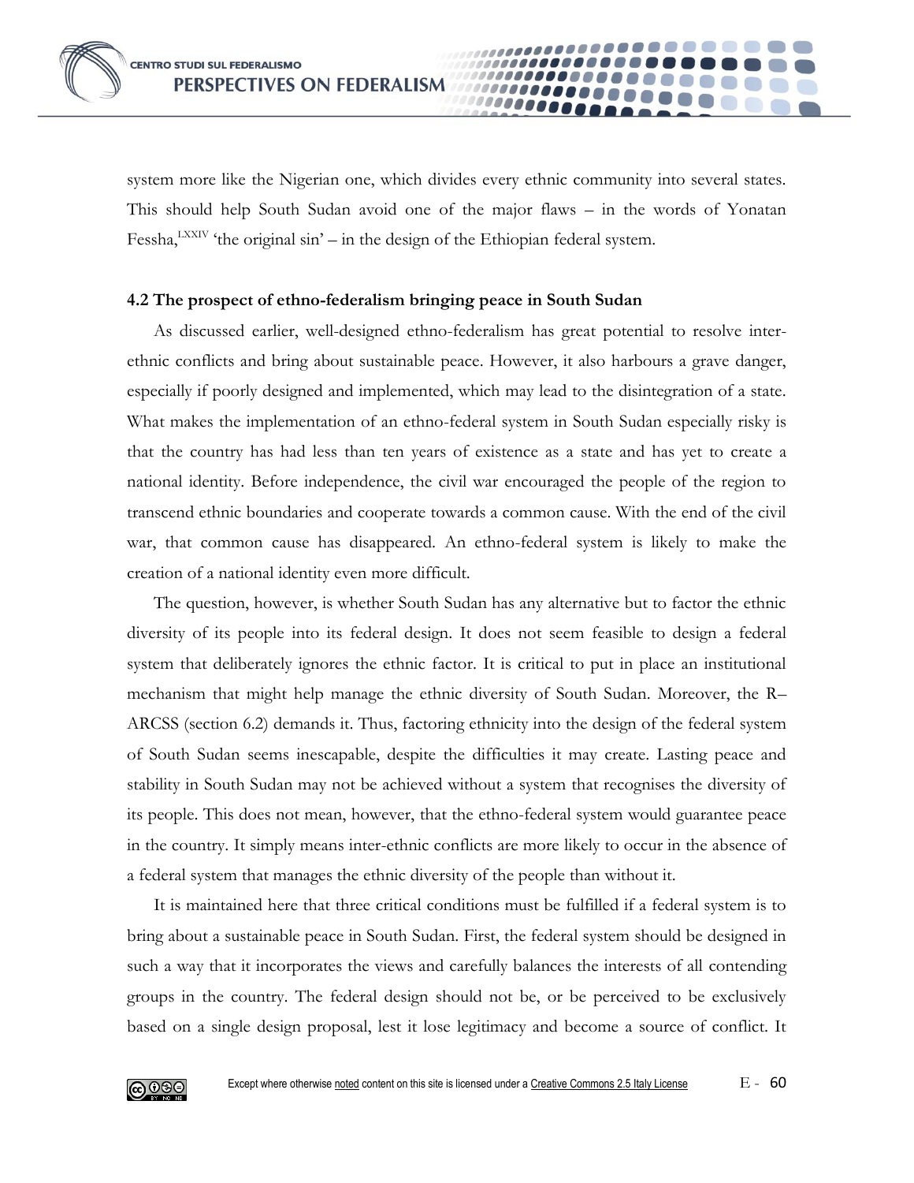system more like the Nigerian one, which divides every ethnic community into several states. This should help South Sudan avoid one of the major flaws – in the words of Yonatan Fessha,[LXXIV] 'the original sin' – in the design of the Ethiopian federal system.

### 4.2 The prospect of ethno-federalism bringing peace in South Sudan

As discussed earlier, well-designed ethno-federalism has great potential to resolve inter-ethnic conflicts and bring about sustainable peace. However, it also harbours a grave danger, especially if poorly designed and implemented, which may lead to the disintegration of a state. What makes the implementation of an ethno-federal system in South Sudan especially risky is that the country has had less than ten years of existence as a state and has yet to create a national identity. Before independence, the civil war encouraged the people of the region to transcend ethnic boundaries and cooperate towards a common cause. With the end of the civil war, that common cause has disappeared. An ethno-federal system is likely to make the creation of a national identity even more difficult.

The question, however, is whether South Sudan has any alternative but to factor the ethnic diversity of its people into its federal design. It does not seem feasible to design a federal system that deliberately ignores the ethnic factor. It is critical to put in place an institutional mechanism that might help manage the ethnic diversity of South Sudan. Moreover, the R–ARCSS (section 6.2) demands it. Thus, factoring ethnicity into the design of the federal system of South Sudan seems inescapable, despite the difficulties it may create. Lasting peace and stability in South Sudan may not be achieved without a system that recognises the diversity of its people. This does not mean, however, that the ethno-federal system would guarantee peace in the country. It simply means inter-ethnic conflicts are more likely to occur in the absence of a federal system that manages the ethnic diversity of the people than without it.

It is maintained here that three critical conditions must be fulfilled if a federal system is to bring about a sustainable peace in South Sudan. First, the federal system should be designed in such a way that it incorporates the views and carefully balances the interests of all contending groups in the country. The federal design should not be, or be perceived to be exclusively based on a single design proposal, lest it lose legitimacy and become a source of conflict. It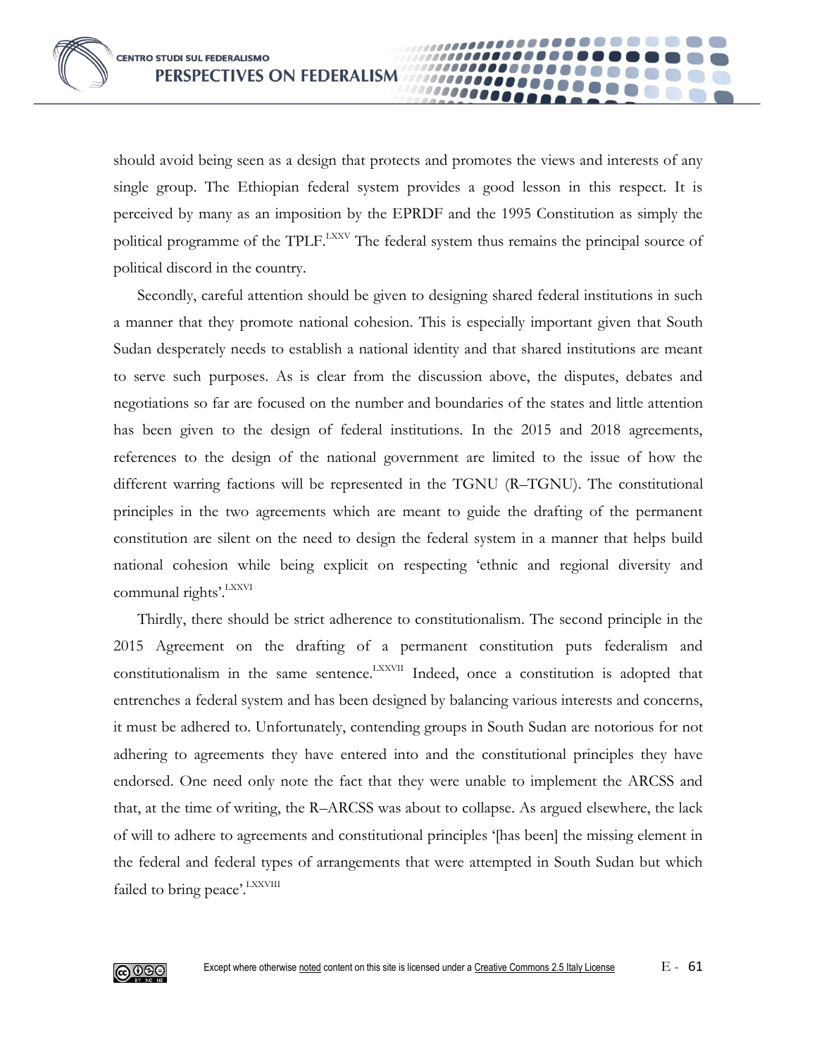should avoid being seen as a design that protects and promotes the views and interests of any single group. The Ethiopian federal system provides a good lesson in this respect. It is perceived by many as an imposition by the EPRDF and the 1995 Constitution as simply the political programme of the TPLF.[LXXV] The federal system thus remains the principal source of political discord in the country.

Secondly, careful attention should be given to designing shared federal institutions in such a manner that they promote national cohesion. This is especially important given that South Sudan desperately needs to establish a national identity and that shared institutions are meant to serve such purposes. As is clear from the discussion above, the disputes, debates and negotiations so far are focused on the number and boundaries of the states and little attention has been given to the design of federal institutions. In the 2015 and 2018 agreements, references to the design of the national government are limited to the issue of how the different warring factions will be represented in the TGNU (R–TGNU). The constitutional principles in the two agreements which are meant to guide the drafting of the permanent constitution are silent on the need to design the federal system in a manner that helps build national cohesion while being explicit on respecting 'ethnic and regional diversity and communal rights'.[LXXVI]

Thirdly, there should be strict adherence to constitutionalism. The second principle in the 2015 Agreement on the drafting of a permanent constitution puts federalism and constitutionalism in the same sentence.[LXXVII] Indeed, once a constitution is adopted that entrenches a federal system and has been designed by balancing various interests and concerns, it must be adhered to. Unfortunately, contending groups in South Sudan are notorious for not adhering to agreements they have entered into and the constitutional principles they have endorsed. One need only note the fact that they were unable to implement the ARCSS and that, at the time of writing, the R–ARCSS was about to collapse. As argued elsewhere, the lack of will to adhere to agreements and constitutional principles '[has been] the missing element in the federal and federal types of arrangements that were attempted in South Sudan but which failed to bring peace'.[LXXVIII]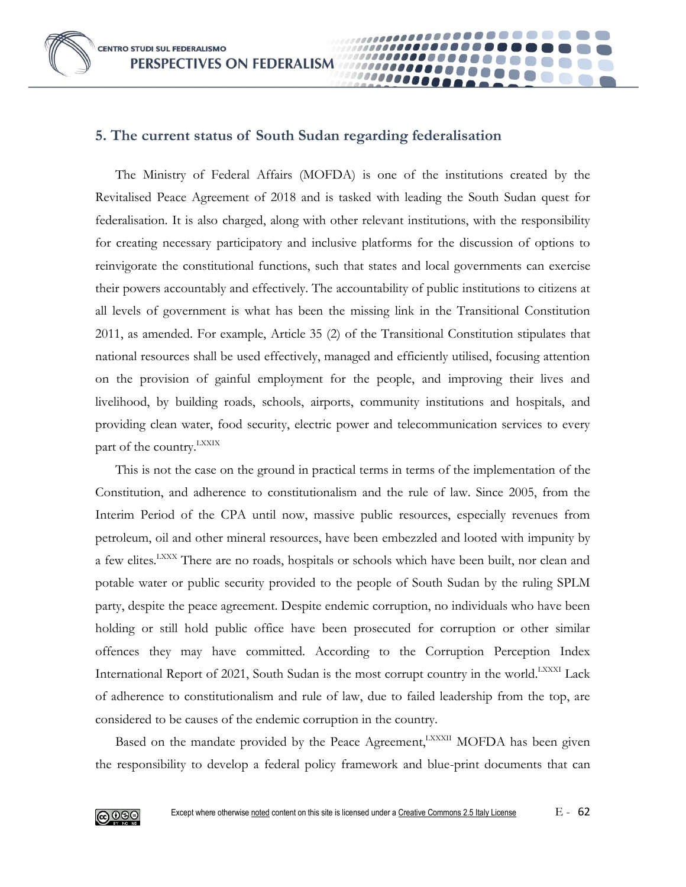## 5. The current status of South Sudan regarding federalisation

The Ministry of Federal Affairs (MOFDA) is one of the institutions created by the Revitalised Peace Agreement of 2018 and is tasked with leading the South Sudan quest for federalisation. It is also charged, along with other relevant institutions, with the responsibility for creating necessary participatory and inclusive platforms for the discussion of options to reinvigorate the constitutional functions, such that states and local governments can exercise their powers accountably and effectively. The accountability of public institutions to citizens at all levels of government is what has been the missing link in the Transitional Constitution 2011, as amended. For example, Article 35 (2) of the Transitional Constitution stipulates that national resources shall be used effectively, managed and efficiently utilised, focusing attention on the provision of gainful employment for the people, and improving their lives and livelihood, by building roads, schools, airports, community institutions and hospitals, and providing clean water, food security, electric power and telecommunication services to every part of the country.[LXXIX]

This is not the case on the ground in practical terms in terms of the implementation of the Constitution, and adherence to constitutionalism and the rule of law. Since 2005, from the Interim Period of the CPA until now, massive public resources, especially revenues from petroleum, oil and other mineral resources, have been embezzled and looted with impunity by a few elites.[LXXX] There are no roads, hospitals or schools which have been built, nor clean and potable water or public security provided to the people of South Sudan by the ruling SPLM party, despite the peace agreement. Despite endemic corruption, no individuals who have been holding or still hold public office have been prosecuted for corruption or other similar offences they may have committed. According to the Corruption Perception Index International Report of 2021, South Sudan is the most corrupt country in the world.[LXXXI] Lack of adherence to constitutionalism and rule of law, due to failed leadership from the top, are considered to be causes of the endemic corruption in the country.

Based on the mandate provided by the Peace Agreement,[LXXXII] MOFDA has been given the responsibility to develop a federal policy framework and blue-print documents that can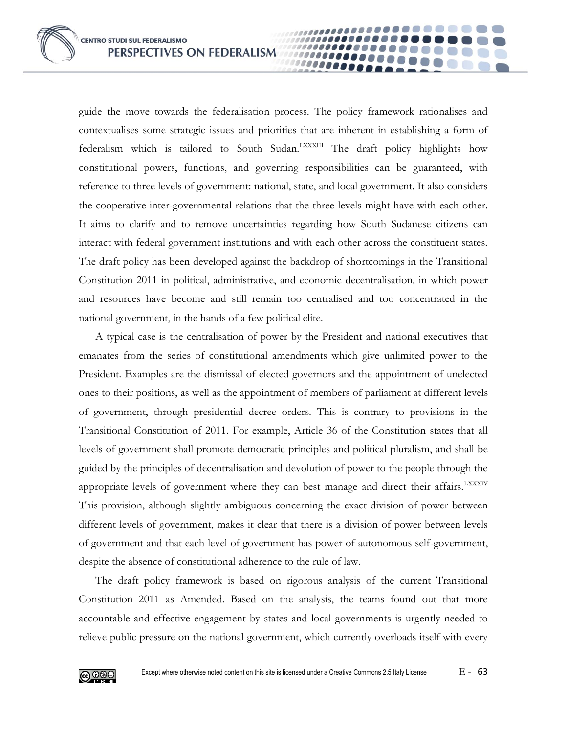guide the move towards the federalisation process. The policy framework rationalises and contextualises some strategic issues and priorities that are inherent in establishing a form of federalism which is tailored to South Sudan.[LXXXIII] The draft policy highlights how constitutional powers, functions, and governing responsibilities can be guaranteed, with reference to three levels of government: national, state, and local government. It also considers the cooperative inter-governmental relations that the three levels might have with each other. It aims to clarify and to remove uncertainties regarding how South Sudanese citizens can interact with federal government institutions and with each other across the constituent states. The draft policy has been developed against the backdrop of shortcomings in the Transitional Constitution 2011 in political, administrative, and economic decentralisation, in which power and resources have become and still remain too centralised and too concentrated in the national government, in the hands of a few political elite.

A typical case is the centralisation of power by the President and national executives that emanates from the series of constitutional amendments which give unlimited power to the President. Examples are the dismissal of elected governors and the appointment of unelected ones to their positions, as well as the appointment of members of parliament at different levels of government, through presidential decree orders. This is contrary to provisions in the Transitional Constitution of 2011. For example, Article 36 of the Constitution states that all levels of government shall promote democratic principles and political pluralism, and shall be guided by the principles of decentralisation and devolution of power to the people through the appropriate levels of government where they can best manage and direct their affairs.[LXXXIV] This provision, although slightly ambiguous concerning the exact division of power between different levels of government, makes it clear that there is a division of power between levels of government and that each level of government has power of autonomous self-government, despite the absence of constitutional adherence to the rule of law.

The draft policy framework is based on rigorous analysis of the current Transitional Constitution 2011 as Amended. Based on the analysis, the teams found out that more accountable and effective engagement by states and local governments is urgently needed to relieve public pressure on the national government, which currently overloads itself with every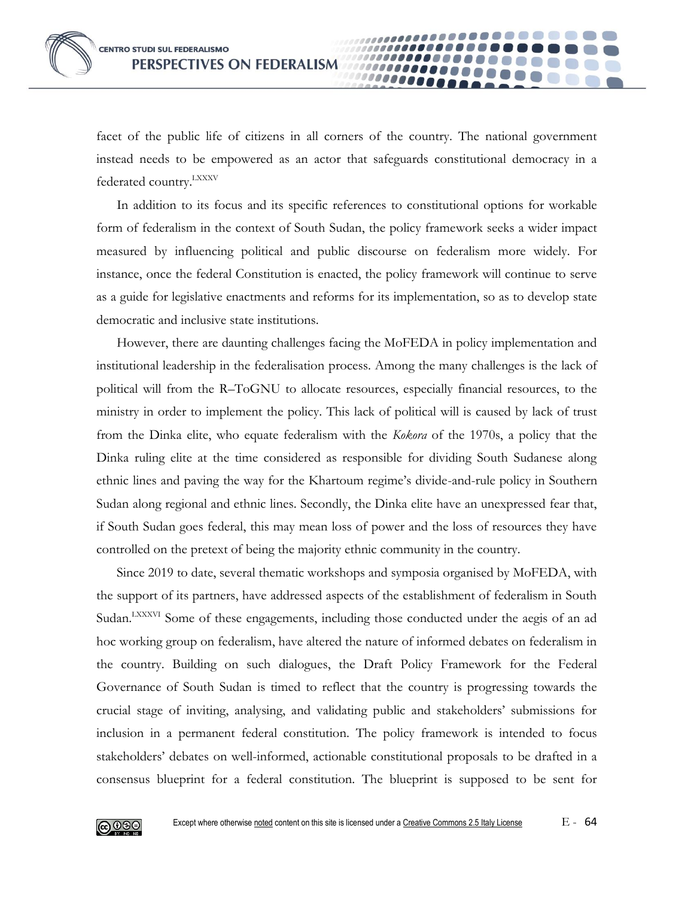facet of the public life of citizens in all corners of the country. The national government instead needs to be empowered as an actor that safeguards constitutional democracy in a federated country.[LXXXV]

In addition to its focus and its specific references to constitutional options for workable form of federalism in the context of South Sudan, the policy framework seeks a wider impact measured by influencing political and public discourse on federalism more widely. For instance, once the federal Constitution is enacted, the policy framework will continue to serve as a guide for legislative enactments and reforms for its implementation, so as to develop state democratic and inclusive state institutions.

However, there are daunting challenges facing the MoFEDA in policy implementation and institutional leadership in the federalisation process. Among the many challenges is the lack of political will from the R–ToGNU to allocate resources, especially financial resources, to the ministry in order to implement the policy. This lack of political will is caused by lack of trust from the Dinka elite, who equate federalism with the *Kokora* of the 1970s, a policy that the Dinka ruling elite at the time considered as responsible for dividing South Sudanese along ethnic lines and paving the way for the Khartoum regime's divide-and-rule policy in Southern Sudan along regional and ethnic lines. Secondly, the Dinka elite have an unexpressed fear that, if South Sudan goes federal, this may mean loss of power and the loss of resources they have controlled on the pretext of being the majority ethnic community in the country.

Since 2019 to date, several thematic workshops and symposia organised by MoFEDA, with the support of its partners, have addressed aspects of the establishment of federalism in South Sudan.[LXXXVI] Some of these engagements, including those conducted under the aegis of an ad hoc working group on federalism, have altered the nature of informed debates on federalism in the country. Building on such dialogues, the Draft Policy Framework for the Federal Governance of South Sudan is timed to reflect that the country is progressing towards the crucial stage of inviting, analysing, and validating public and stakeholders' submissions for inclusion in a permanent federal constitution. The policy framework is intended to focus stakeholders' debates on well-informed, actionable constitutional proposals to be drafted in a consensus blueprint for a federal constitution. The blueprint is supposed to be sent for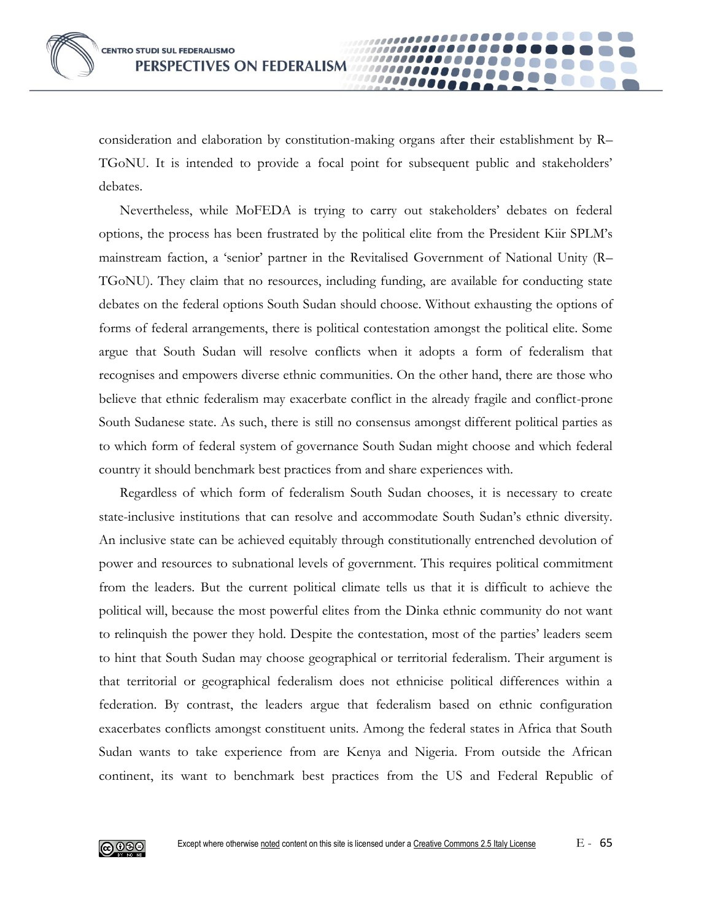consideration and elaboration by constitution-making organs after their establishment by R–TGoNU. It is intended to provide a focal point for subsequent public and stakeholders' debates.

Nevertheless, while MoFEDA is trying to carry out stakeholders' debates on federal options, the process has been frustrated by the political elite from the President Kiir SPLM's mainstream faction, a 'senior' partner in the Revitalised Government of National Unity (R–TGoNU). They claim that no resources, including funding, are available for conducting state debates on the federal options South Sudan should choose. Without exhausting the options of forms of federal arrangements, there is political contestation amongst the political elite. Some argue that South Sudan will resolve conflicts when it adopts a form of federalism that recognises and empowers diverse ethnic communities. On the other hand, there are those who believe that ethnic federalism may exacerbate conflict in the already fragile and conflict-prone South Sudanese state. As such, there is still no consensus amongst different political parties as to which form of federal system of governance South Sudan might choose and which federal country it should benchmark best practices from and share experiences with.

Regardless of which form of federalism South Sudan chooses, it is necessary to create state-inclusive institutions that can resolve and accommodate South Sudan's ethnic diversity. An inclusive state can be achieved equitably through constitutionally entrenched devolution of power and resources to subnational levels of government. This requires political commitment from the leaders. But the current political climate tells us that it is difficult to achieve the political will, because the most powerful elites from the Dinka ethnic community do not want to relinquish the power they hold. Despite the contestation, most of the parties' leaders seem to hint that South Sudan may choose geographical or territorial federalism. Their argument is that territorial or geographical federalism does not ethnicise political differences within a federation. By contrast, the leaders argue that federalism based on ethnic configuration exacerbates conflicts amongst constituent units. Among the federal states in Africa that South Sudan wants to take experience from are Kenya and Nigeria. From outside the African continent, its want to benchmark best practices from the US and Federal Republic of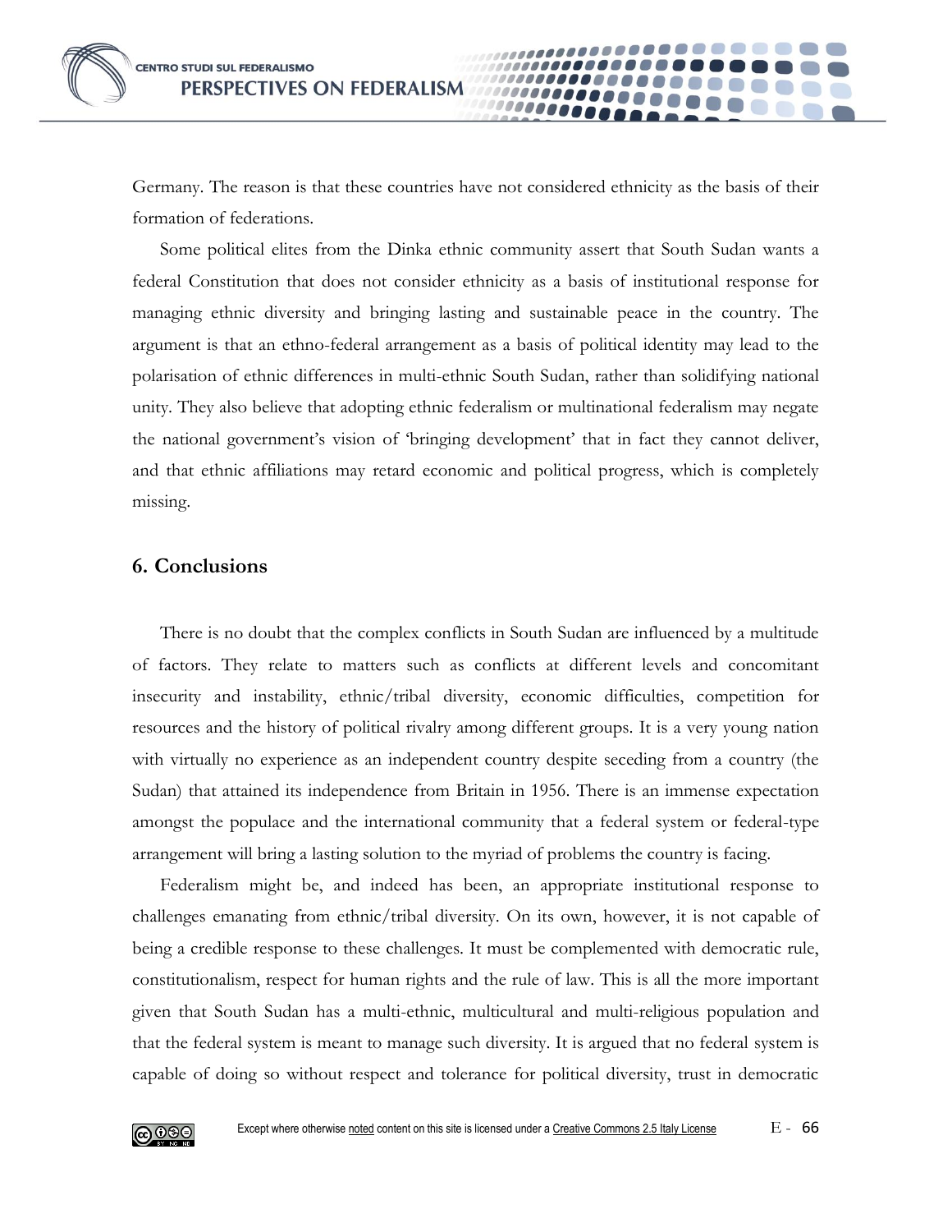Germany. The reason is that these countries have not considered ethnicity as the basis of their formation of federations.

Some political elites from the Dinka ethnic community assert that South Sudan wants a federal Constitution that does not consider ethnicity as a basis of institutional response for managing ethnic diversity and bringing lasting and sustainable peace in the country. The argument is that an ethno-federal arrangement as a basis of political identity may lead to the polarisation of ethnic differences in multi-ethnic South Sudan, rather than solidifying national unity. They also believe that adopting ethnic federalism or multinational federalism may negate the national government's vision of 'bringing development' that in fact they cannot deliver, and that ethnic affiliations may retard economic and political progress, which is completely missing.

## 6. Conclusions

There is no doubt that the complex conflicts in South Sudan are influenced by a multitude of factors. They relate to matters such as conflicts at different levels and concomitant insecurity and instability, ethnic/tribal diversity, economic difficulties, competition for resources and the history of political rivalry among different groups. It is a very young nation with virtually no experience as an independent country despite seceding from a country (the Sudan) that attained its independence from Britain in 1956. There is an immense expectation amongst the populace and the international community that a federal system or federal-type arrangement will bring a lasting solution to the myriad of problems the country is facing.

Federalism might be, and indeed has been, an appropriate institutional response to challenges emanating from ethnic/tribal diversity. On its own, however, it is not capable of being a credible response to these challenges. It must be complemented with democratic rule, constitutionalism, respect for human rights and the rule of law. This is all the more important given that South Sudan has a multi-ethnic, multicultural and multi-religious population and that the federal system is meant to manage such diversity. It is argued that no federal system is capable of doing so without respect and tolerance for political diversity, trust in democratic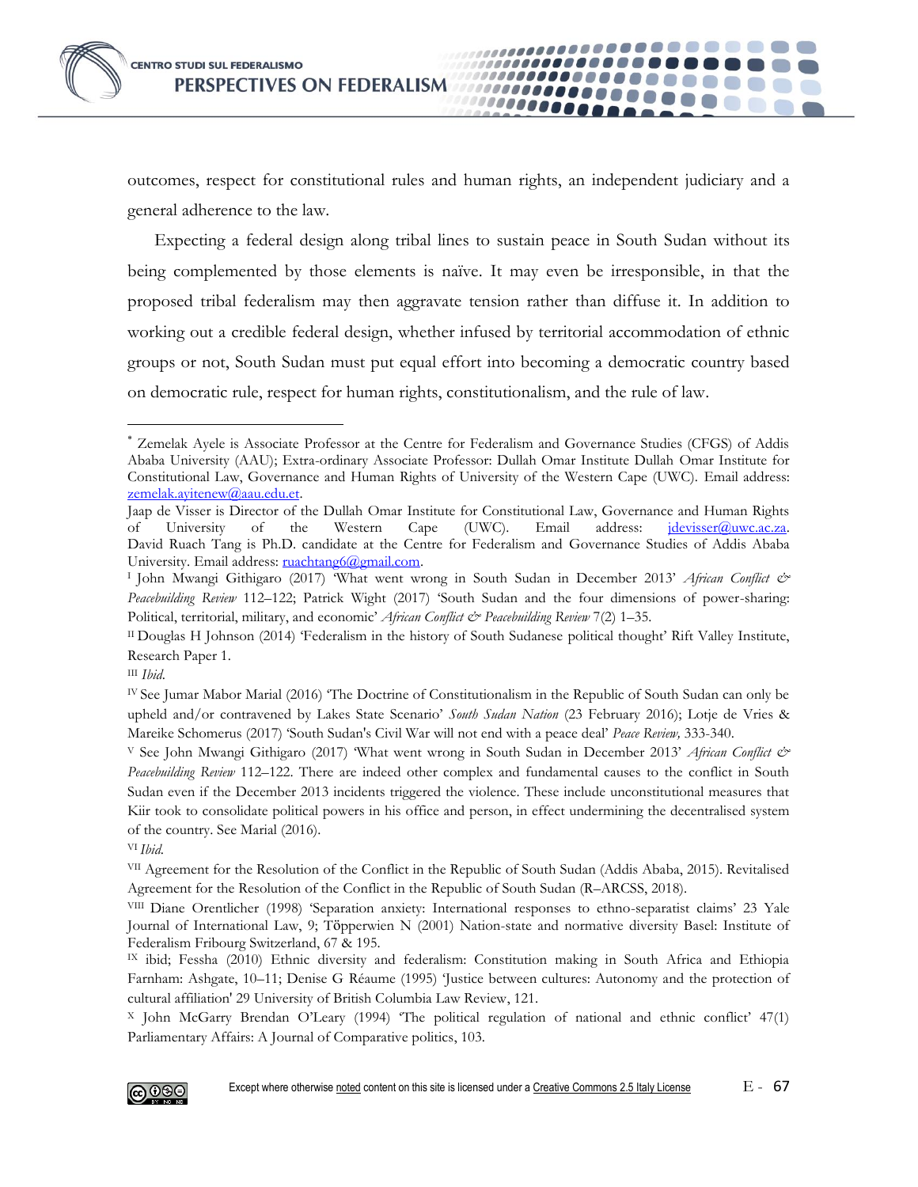outcomes, respect for constitutional rules and human rights, an independent judiciary and a general adherence to the law.

Expecting a federal design along tribal lines to sustain peace in South Sudan without its being complemented by those elements is naïve. It may even be irresponsible, in that the proposed tribal federalism may then aggravate tension rather than diffuse it. In addition to working out a credible federal design, whether infused by territorial accommodation of ethnic groups or not, South Sudan must put equal effort into becoming a democratic country based on democratic rule, respect for human rights, constitutionalism, and the rule of law.

---

[*] Zemelak Ayele is Associate Professor at the Centre for Federalism and Governance Studies (CFGS) of Addis Ababa University (AAU); Extra-ordinary Associate Professor: Dullah Omar Institute Dullah Omar Institute for Constitutional Law, Governance and Human Rights of University of the Western Cape (UWC). Email address: zemelak.ayitenew@aau.edu.et.

Jaap de Visser is Director of the Dullah Omar Institute for Constitutional Law, Governance and Human Rights of University of the Western Cape (UWC). Email address: jdevisser@uwc.ac.za. David Ruach Tang is Ph.D. candidate at the Centre for Federalism and Governance Studies of Addis Ababa University. Email address: ruachtang6@gmail.com.

[I] John Mwangi Githigaro (2017) 'What went wrong in South Sudan in December 2013' *African Conflict & Peacebuilding Review* 112–122; Patrick Wight (2017) 'South Sudan and the four dimensions of power-sharing: Political, territorial, military, and economic' *African Conflict & Peacebuilding Review* 7(2) 1–35.

[II] Douglas H Johnson (2014) 'Federalism in the history of South Sudanese political thought' Rift Valley Institute, Research Paper 1.

[III] *Ibid*.

[IV] See Jumar Mabor Marial (2016) 'The Doctrine of Constitutionalism in the Republic of South Sudan can only be upheld and/or contravened by Lakes State Scenario' *South Sudan Nation* (23 February 2016); Lotje de Vries & Mareike Schomerus (2017) 'South Sudan's Civil War will not end with a peace deal' *Peace Review,* 333-340.

[V] See John Mwangi Githigaro (2017) 'What went wrong in South Sudan in December 2013' *African Conflict & Peacebuilding Review* 112–122. There are indeed other complex and fundamental causes to the conflict in South Sudan even if the December 2013 incidents triggered the violence. These include unconstitutional measures that Kiir took to consolidate political powers in his office and person, in effect undermining the decentralised system of the country. See Marial (2016).

[VI] *Ibid*.

[VII] Agreement for the Resolution of the Conflict in the Republic of South Sudan (Addis Ababa, 2015). Revitalised Agreement for the Resolution of the Conflict in the Republic of South Sudan (R–ARCSS, 2018).

[VIII] Diane Orentlicher (1998) 'Separation anxiety: International responses to ethno-separatist claims' 23 Yale Journal of International Law, 9; Töpperwien N (2001) Nation-state and normative diversity Basel: Institute of Federalism Fribourg Switzerland, 67 & 195.

[IX] ibid; Fesssha (2010) Ethnic diversity and federalism: Constitution making in South Africa and Ethiopia Farnham: Ashgate, 10–11; Denise G Réaume (1995) 'Justice between cultures: Autonomy and the protection of cultural affiliation' 29 University of British Columbia Law Review, 121.

[X] John McGarry Brendan O'Leary (1994) 'The political regulation of national and ethnic conflict' 47(1) Parliamentary Affairs: A Journal of Comparative politics, 103.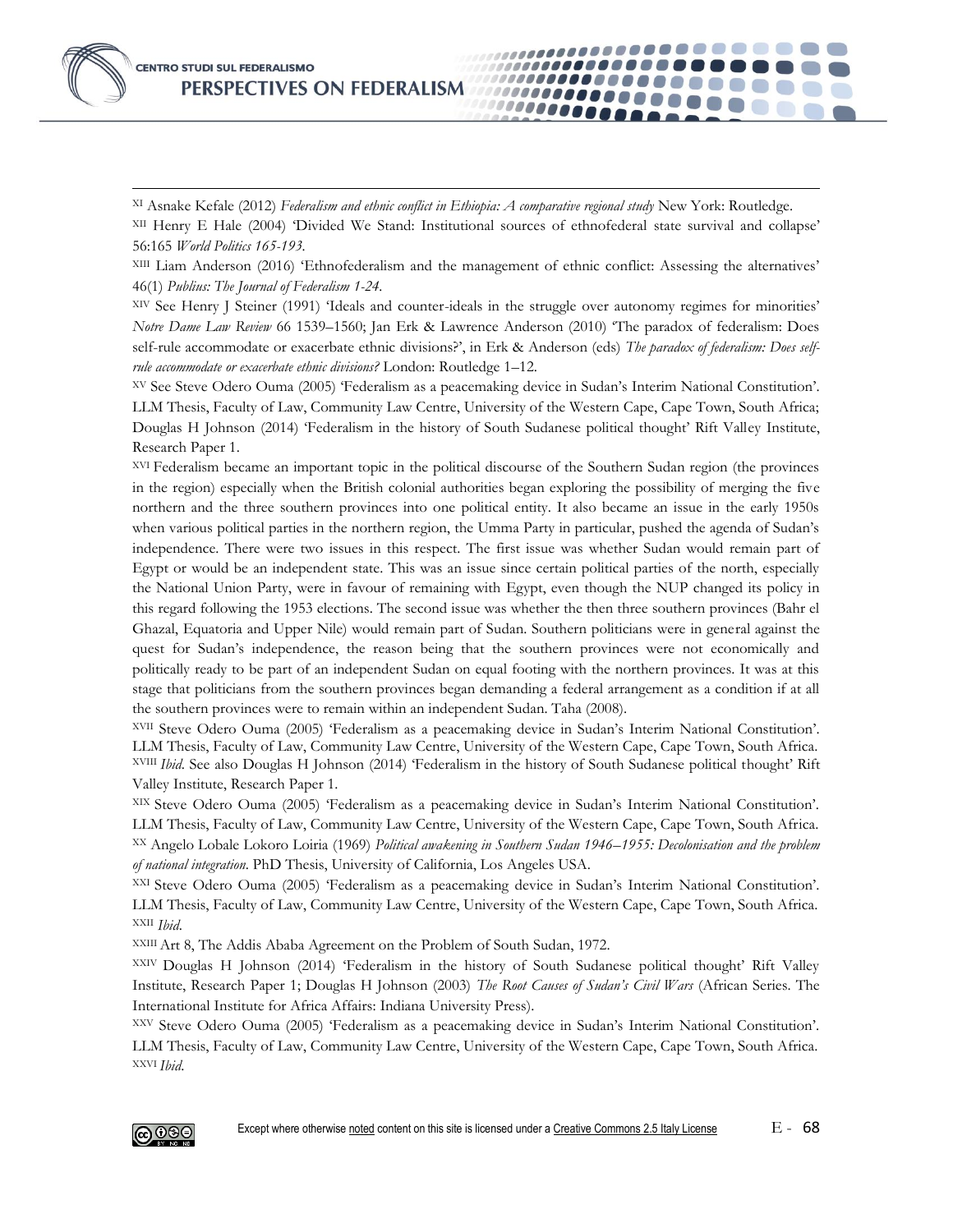[XI] Asnake Kefale (2012) *Federalism and ethnic conflict in Ethiopia: A comparative regional study* New York: Routledge.

[XII] Henry E Hale (2004) 'Divided We Stand: Institutional sources of ethnofederal state survival and collapse' 56:165 *World Politics 165-193.*

[XIII] Liam Anderson (2016) 'Ethnofederalism and the management of ethnic conflict: Assessing the alternatives' 46(1) *Publius: The Journal of Federalism 1-24.*

[XIV] See Henry J Steiner (1991) 'Ideals and counter-ideals in the struggle over autonomy regimes for minorities' *Notre Dame Law Review* 66 1539–1560; Jan Erk & Lawrence Anderson (2010) 'The paradox of federalism: Does self-rule accommodate or exacerbate ethnic divisions?', in Erk & Anderson (eds) *The paradox of federalism: Does self-rule accommodate or exacerbate ethnic divisions?* London: Routledge 1–12.

[XV] See Steve Odero Ouma (2005) 'Federalism as a peacemaking device in Sudan's Interim National Constitution'. LLM Thesis, Faculty of Law, Community Law Centre, University of the Western Cape, Cape Town, South Africa; Douglas H Johnson (2014) 'Federalism in the history of South Sudanese political thought' Rift Valley Institute, Research Paper 1.

[XVI] Federalism became an important topic in the political discourse of the Southern Sudan region (the provinces in the region) especially when the British colonial authorities began exploring the possibility of merging the five northern and the three southern provinces into one political entity. It also became an issue in the early 1950s when various political parties in the northern region, the Umma Party in particular, pushed the agenda of Sudan's independence. There were two issues in this respect. The first issue was whether Sudan would remain part of Egypt or would be an independent state. This was an issue since certain political parties of the north, especially the National Union Party, were in favour of remaining with Egypt, even though the NUP changed its policy in this regard following the 1953 elections. The second issue was whether the then three southern provinces (Bahr el Ghazal, Equatoria and Upper Nile) would remain part of Sudan. Southern politicians were in general against the quest for Sudan's independence, the reason being that the southern provinces were not economically and politically ready to be part of an independent Sudan on equal footing with the northern provinces. It was at this stage that politicians from the southern provinces began demanding a federal arrangement as a condition if at all the southern provinces were to remain within an independent Sudan. Taha (2008).

[XVII] Steve Odero Ouma (2005) 'Federalism as a peacemaking device in Sudan's Interim National Constitution'. LLM Thesis, Faculty of Law, Community Law Centre, University of the Western Cape, Cape Town, South Africa.

[XVIII] *Ibid*. See also Douglas H Johnson (2014) 'Federalism in the history of South Sudanese political thought' Rift Valley Institute, Research Paper 1.

[XIX] Steve Odero Ouma (2005) 'Federalism as a peacemaking device in Sudan's Interim National Constitution'. LLM Thesis, Faculty of Law, Community Law Centre, University of the Western Cape, Cape Town, South Africa.

[XX] Angelo Lobale Lokoro Loiria (1969) *Political awakening in Southern Sudan 1946–1955: Decolonisation and the problem of national integration*. PhD Thesis, University of California, Los Angeles USA.

[XXI] Steve Odero Ouma (2005) 'Federalism as a peacemaking device in Sudan's Interim National Constitution'. LLM Thesis, Faculty of Law, Community Law Centre, University of the Western Cape, Cape Town, South Africa.

[XXII] *Ibid*.

[XXIII] Art 8, The Addis Ababa Agreement on the Problem of South Sudan, 1972.

[XXIV] Douglas H Johnson (2014) 'Federalism in the history of South Sudanese political thought' Rift Valley Institute, Research Paper 1; Douglas H Johnson (2003) *The Root Causes of Sudan's Civil Wars* (African Series. The International Institute for Africa Affairs: Indiana University Press).

[XXV] Steve Odero Ouma (2005) 'Federalism as a peacemaking device in Sudan's Interim National Constitution'. LLM Thesis, Faculty of Law, Community Law Centre, University of the Western Cape, Cape Town, South Africa.

[XXVI] *Ibid*.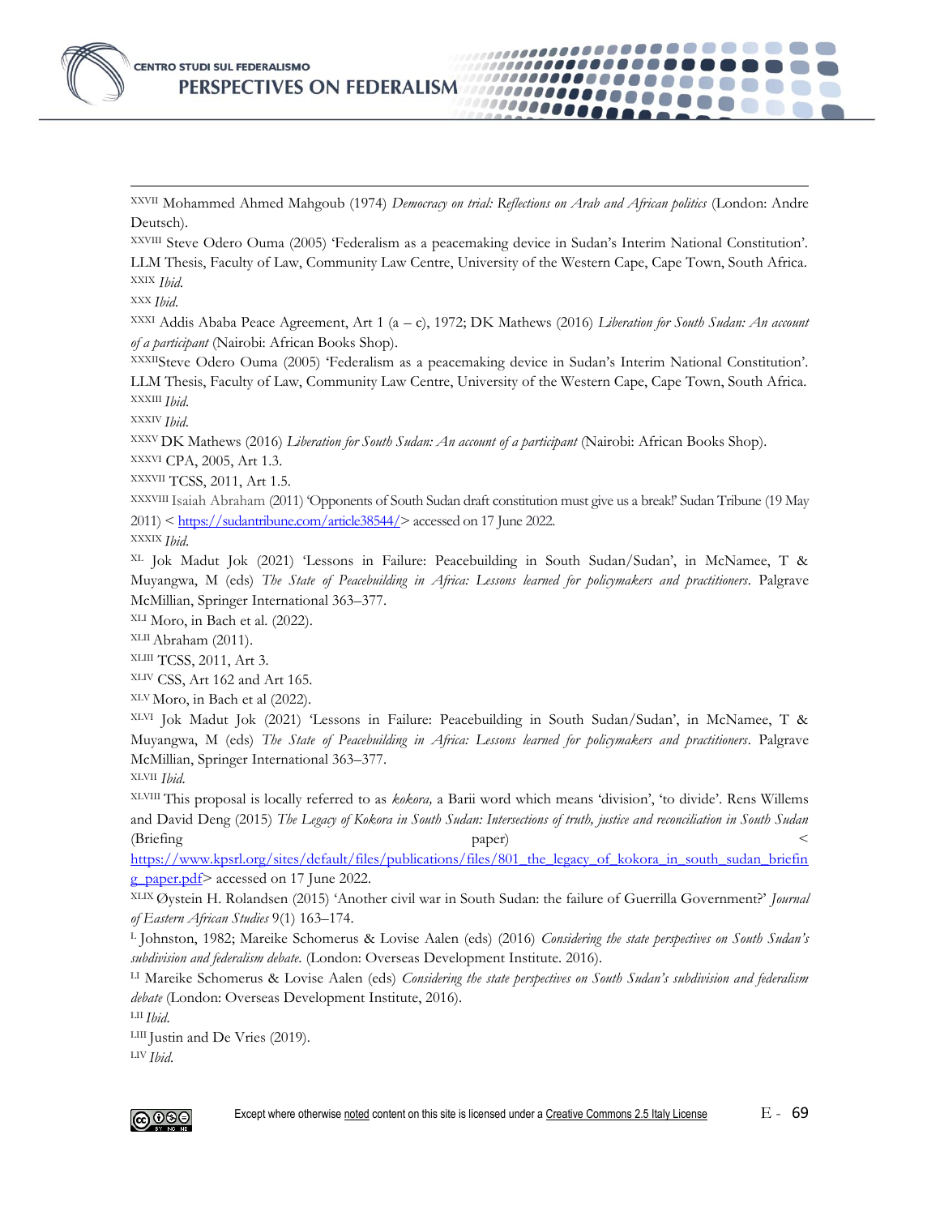[XXVII] Mohammed Ahmed Mahgoub (1974) *Democracy on trial: Reflections on Arab and African politics* (London: Andre Deutsch).

[XXVIII] Steve Odero Ouma (2005) 'Federalism as a peacemaking device in Sudan's Interim National Constitution'. LLM Thesis, Faculty of Law, Community Law Centre, University of the Western Cape, Cape Town, South Africa.

[XXIX] *Ibid*.

[XXX] *Ibid*.

[XXXI] Addis Ababa Peace Agreement, Art 1 (a – c), 1972; DK Mathews (2016) *Liberation for South Sudan: An account of a participant* (Nairobi: African Books Shop).

[XXXII] Steve Odero Ouma (2005) 'Federalism as a peacemaking device in Sudan's Interim National Constitution'. LLM Thesis, Faculty of Law, Community Law Centre, University of the Western Cape, Cape Town, South Africa.

[XXXIII] *Ibid*.

[XXXIV] *Ibid*.

[XXXV] DK Mathews (2016) *Liberation for South Sudan: An account of a participant* (Nairobi: African Books Shop).

[XXXVI] CPA, 2005, Art 1.3.

[XXXVII] TCSS, 2011, Art 1.5.

[XXXVIII] Isaiah Abraham (2011) 'Opponents of South Sudan draft constitution must give us a break!' Sudan Tribune (19 May 2011) < https://sudantribune.com/article38544/> accessed on 17 June 2022.

[XXXIX] *Ibid*.

[XL] Jok Madut Jok (2021) 'Lessons in Failure: Peacebuilding in South Sudan/Sudan', in McNamee, T & Muyangwa, M (eds) *The State of Peacebuilding in Africa: Lessons learned for policymakers and practitioners*. Palgrave McMillian, Springer International 363–377.

[XLI] Moro, in Bach et al. (2022).

[XLII] Abraham (2011).

[XLIII] TCSS, 2011, Art 3.

[XLIV] CSS, Art 162 and Art 165.

[XLV] Moro, in Bach et al (2022).

[XLVI] Jok Madut Jok (2021) 'Lessons in Failure: Peacebuilding in South Sudan/Sudan', in McNamee, T & Muyangwa, M (eds) *The State of Peacebuilding in Africa: Lessons learned for policymakers and practitioners*. Palgrave McMillian, Springer International 363–377.

[XLVII] *Ibid*.

[XLVIII] This proposal is locally referred to as *kokora,* a Barii word which means 'division', 'to divide'. Rens Willems and David Deng (2015) *The Legacy of Kokora in South Sudan: Intersections of truth, justice and reconciliation in South Sudan* (Briefing paper) < https://www.kpsrl.org/sites/default/files/publications/files/801_the_legacy_of_kokora_in_south_sudan_briefing_paper.pdf> accessed on 17 June 2022.

[XLIX] Øystein H. Rolandsen (2015) 'Another civil war in South Sudan: the failure of Guerrilla Government?' *Journal of Eastern African Studies* 9(1) 163–174.

[L] Johnston, 1982; Mareike Schomerus & Lovise Aalen (eds) (2016) *Considering the state perspectives on South Sudan's subdivision and federalism debate*. (London: Overseas Development Institute. 2016).

[LI] Mareike Schomerus & Lovise Aalen (eds) *Considering the state perspectives on South Sudan's subdivision and federalism debate* (London: Overseas Development Institute, 2016).

[LII] *Ibid*.

[LIII] Justin and De Vries (2019).

[LIV] *Ibid*.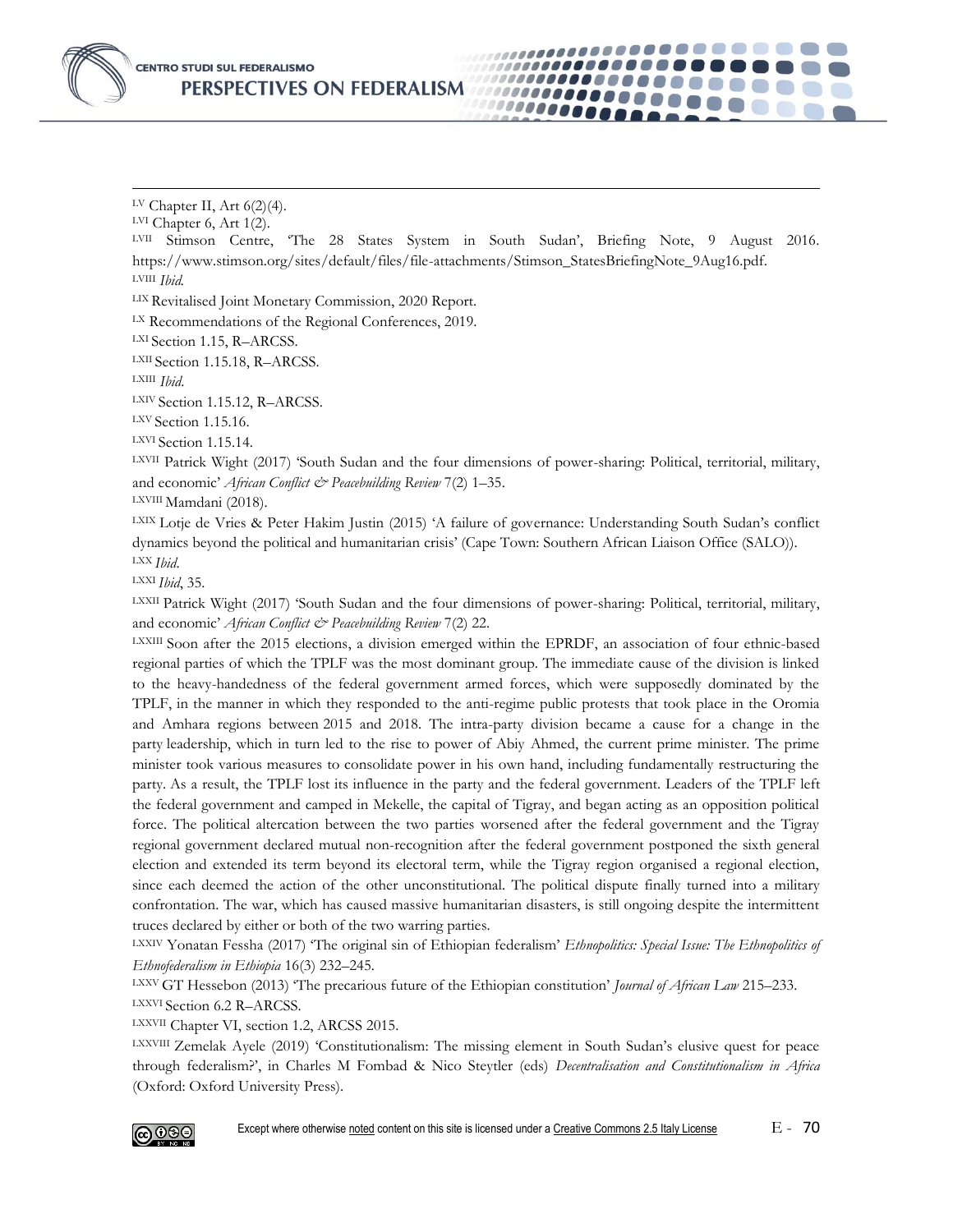[LV] Chapter II, Art 6(2)(4).

[LVI] Chapter 6, Art 1(2).

[LVII] Stimson Centre, 'The 28 States System in South Sudan', Briefing Note, 9 August 2016. https://www.stimson.org/sites/default/files/file-attachments/Stimson_StatesBriefingNote_9Aug16.pdf.

[LVIII] *Ibid.*

[LIX] Revitalised Joint Monetary Commission, 2020 Report.

[LX] Recommendations of the Regional Conferences, 2019.

[LXI] Section 1.15, R–ARCSS.

[LXII] Section 1.15.18, R–ARCSS.

[LXIII] *Ibid.*

[LXIV] Section 1.15.12, R–ARCSS.

[LXV] Section 1.15.16.

[LXVI] Section 1.15.14.

[LXVII] Patrick Wight (2017) 'South Sudan and the four dimensions of power-sharing: Political, territorial, military, and economic' *African Conflict & Peacebuilding Review* 7(2) 1–35.

[LXVIII] Mamdani (2018).

[LXIX] Lotje de Vries & Peter Hakim Justin (2015) 'A failure of governance: Understanding South Sudan's conflict dynamics beyond the political and humanitarian crisis' (Cape Town: Southern African Liaison Office (SALO)).

[LXX] *Ibid.*

[LXXI] *Ibid*, 35.

[LXXII] Patrick Wight (2017) 'South Sudan and the four dimensions of power-sharing: Political, territorial, military, and economic' *African Conflict & Peacebuilding Review* 7(2) 22.

[LXXIII] Soon after the 2015 elections, a division emerged within the EPRDF, an association of four ethnic-based regional parties of which the TPLF was the most dominant group. The immediate cause of the division is linked to the heavy-handedness of the federal government armed forces, which were supposedly dominated by the TPLF, in the manner in which they responded to the anti-regime public protests that took place in the Oromia and Amhara regions between 2015 and 2018. The intra-party division became a cause for a change in the party leadership, which in turn led to the rise to power of Abiy Ahmed, the current prime minister. The prime minister took various measures to consolidate power in his own hand, including fundamentally restructuring the party. As a result, the TPLF lost its influence in the party and the federal government. Leaders of the TPLF left the federal government and camped in Mekelle, the capital of Tigray, and began acting as an opposition political force. The political altercation between the two parties worsened after the federal government and the Tigray regional government declared mutual non-recognition after the federal government postponed the sixth general election and extended its term beyond its electoral term, while the Tigray region organised a regional election, since each deemed the action of the other unconstitutional. The political dispute finally turned into a military confrontation. The war, which has caused massive humanitarian disasters, is still ongoing despite the intermittent truces declared by either or both of the two warring parties.

[LXXIV] Yonatan Fessha (2017) 'The original sin of Ethiopian federalism' *Ethnopolitics: Special Issue: The Ethnopolitics of Ethnofederalism in Ethiopia* 16(3) 232–245.

[LXXV] GT Hessebon (2013) 'The precarious future of the Ethiopian constitution' *Journal of African Law* 215–233.

[LXXVI] Section 6.2 R–ARCSS.

[LXXVII] Chapter VI, section 1.2, ARCSS 2015.

[LXXVIII] Zemelak Ayele (2019) 'Constitutionalism: The missing element in South Sudan's elusive quest for peace through federalism?', in Charles M Fombad & Nico Steytler (eds) *Decentralisation and Constitutionalism in Africa* (Oxford: Oxford University Press).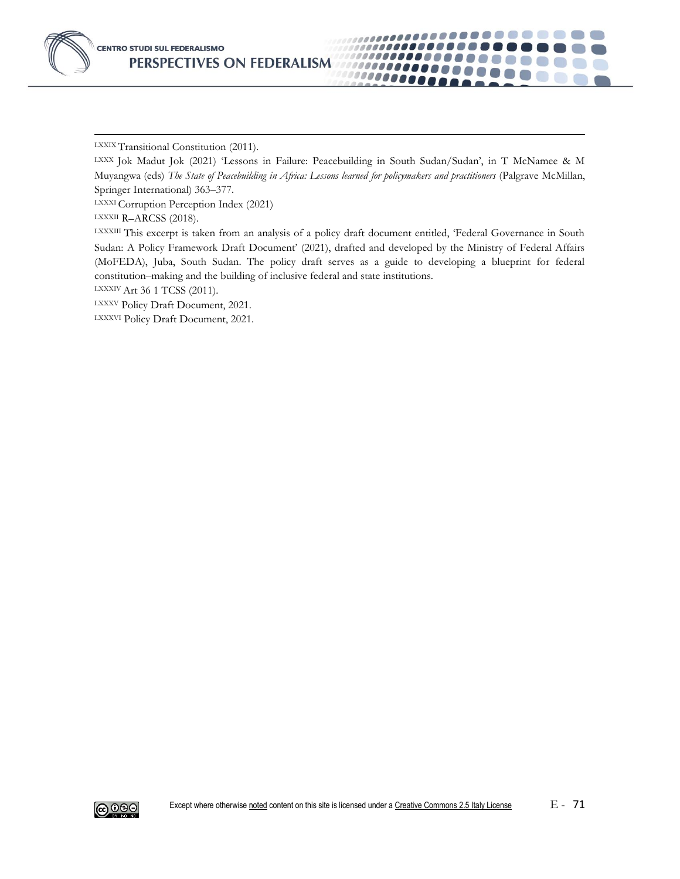[LXXIX] Transitional Constitution (2011).

[LXXX] Jok Madut Jok (2021) 'Lessons in Failure: Peacebuilding in South Sudan/Sudan', in T McNamee & M Muyangwa (eds) *The State of Peacebuilding in Africa: Lessons learned for policymakers and practitioners* (Palgrave McMillan, Springer International) 363–377.

[LXXXI] Corruption Perception Index (2021)

[LXXXII] R–ARCSS (2018).

[LXXXIII] This excerpt is taken from an analysis of a policy draft document entitled, 'Federal Governance in South Sudan: A Policy Framework Draft Document' (2021), drafted and developed by the Ministry of Federal Affairs (MoFEDA), Juba, South Sudan. The policy draft serves as a guide to developing a blueprint for federal constitution–making and the building of inclusive federal and state institutions.

[LXXXIV] Art 36 1 TCSS (2011).

[LXXXV] Policy Draft Document, 2021.

[LXXXVI] Policy Draft Document, 2021.